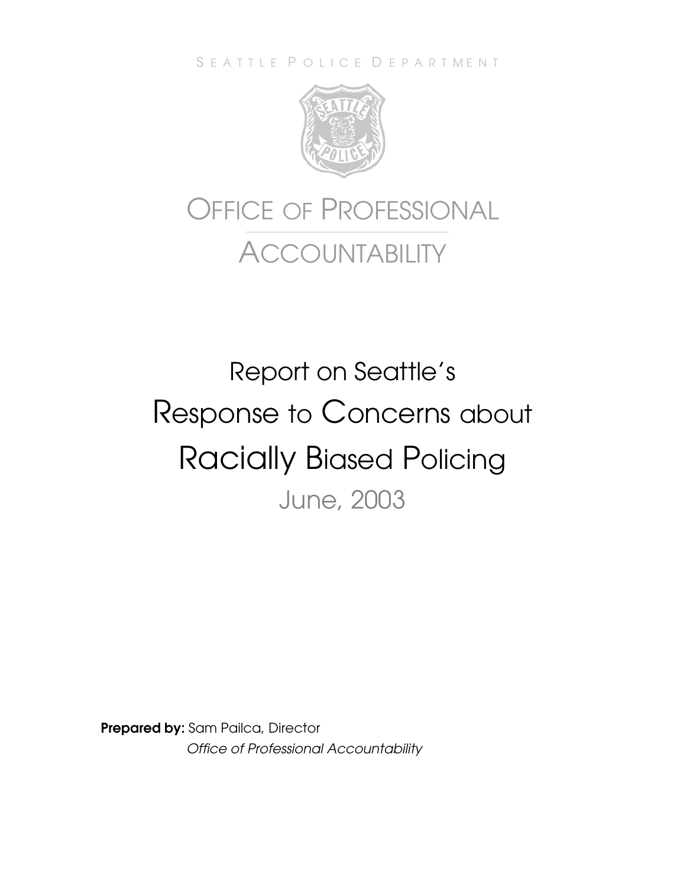SEATTLE POLICE DEPARTMENT

# OFFICE OF PROFESSIONAL ACCOUNTABILITY

# Report on Seattle's Response to Concerns about Racially Biased Policing

## June, 2003

**Prepared by:** Sam Pailca, Director
*Office of Professional Accountability*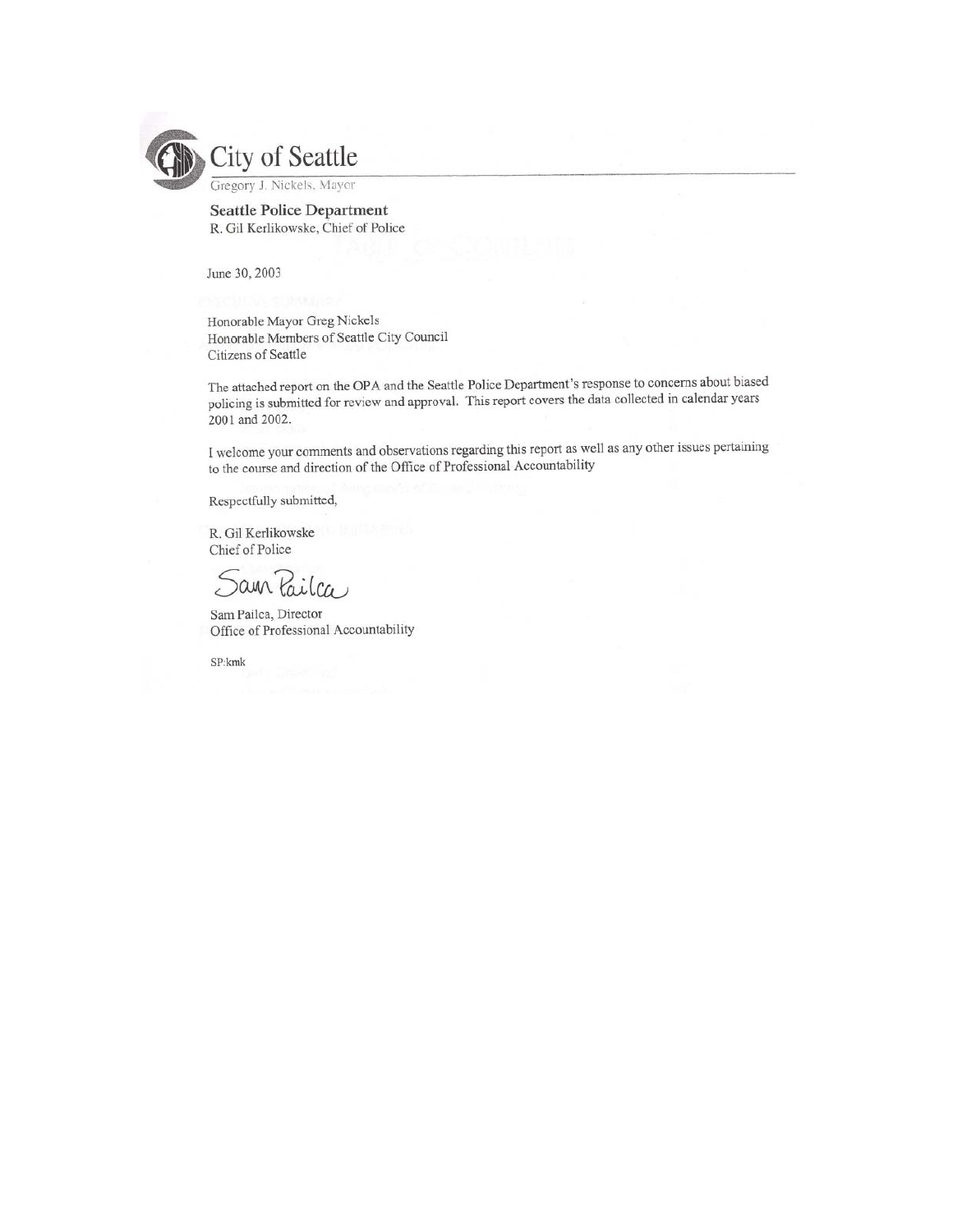City of Seattle

Gregory J. Nickels, Mayor

**Seattle Police Department**

R. Gil Kerlikowske, Chief of Police

June 30, 2003

Honorable Mayor Greg Nickels
Honorable Members of Seattle City Council
Citizens of Seattle

The attached report on the OPA and the Seattle Police Department's response to concerns about biased policing is submitted for review and approval. This report covers the data collected in calendar years 2001 and 2002.

I welcome your comments and observations regarding this report as well as any other issues pertaining to the course and direction of the Office of Professional Accountability

Respectfully submitted,

R. Gil Kerlikowske
Chief of Police

Sam Pailca

Sam Pailca, Director
Office of Professional Accountability

SP:kmk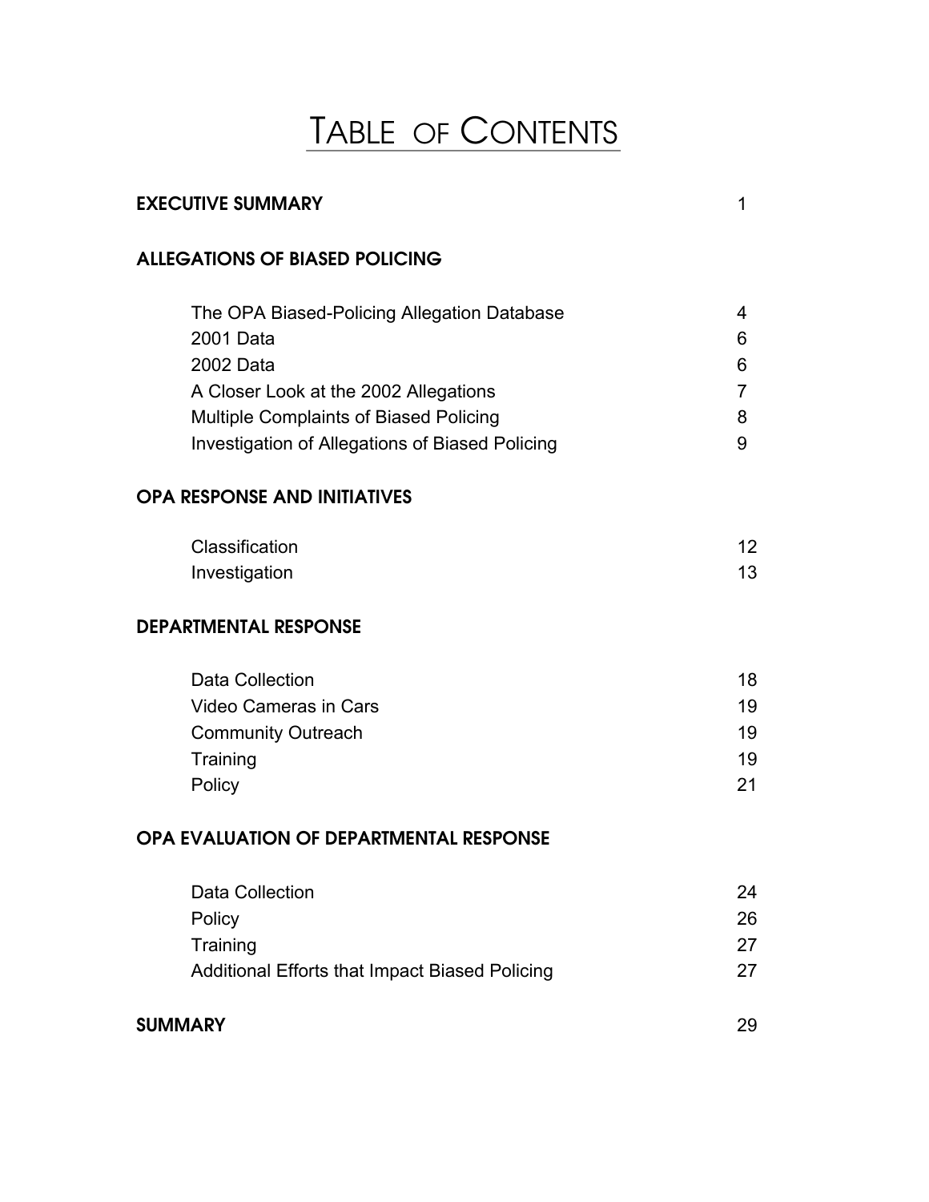# TABLE OF CONTENTS

| | |
|---|---|
| **EXECUTIVE SUMMARY** | 1 |
| **ALLEGATIONS OF BIASED POLICING** | |
| The OPA Biased-Policing Allegation Database | 4 |
| 2001 Data | 6 |
| 2002 Data | 6 |
| A Closer Look at the 2002 Allegations | 7 |
| Multiple Complaints of Biased Policing | 8 |
| Investigation of Allegations of Biased Policing | 9 |
| **OPA RESPONSE AND INITIATIVES** | |
| Classification | 12 |
| Investigation | 13 |
| **DEPARTMENTAL RESPONSE** | |
| Data Collection | 18 |
| Video Cameras in Cars | 19 |
| Community Outreach | 19 |
| Training | 19 |
| Policy | 21 |
| **OPA EVALUATION OF DEPARTMENTAL RESPONSE** | |
| Data Collection | 24 |
| Policy | 26 |
| Training | 27 |
| Additional Efforts that Impact Biased Policing | 27 |
| **SUMMARY** | 29 |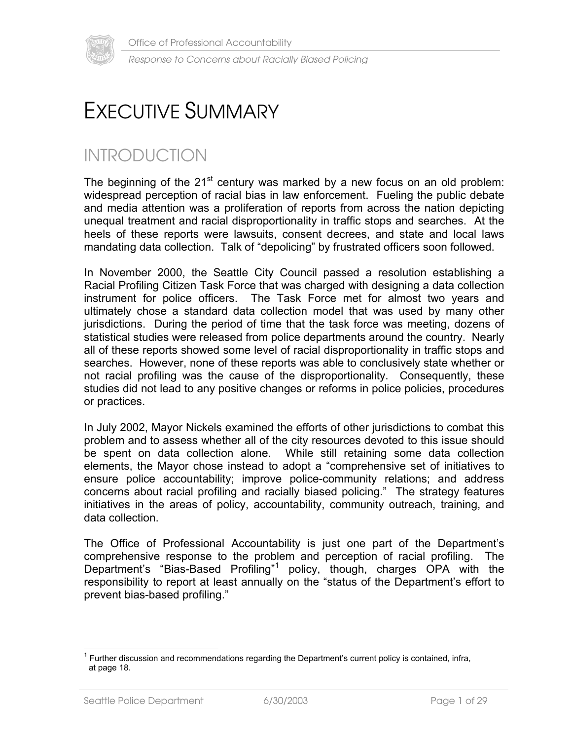# EXECUTIVE SUMMARY

## INTRODUCTION

The beginning of the 21st century was marked by a new focus on an old problem: widespread perception of racial bias in law enforcement. Fueling the public debate and media attention was a proliferation of reports from across the nation depicting unequal treatment and racial disproportionality in traffic stops and searches. At the heels of these reports were lawsuits, consent decrees, and state and local laws mandating data collection. Talk of "depolicing" by frustrated officers soon followed.

In November 2000, the Seattle City Council passed a resolution establishing a Racial Profiling Citizen Task Force that was charged with designing a data collection instrument for police officers. The Task Force met for almost two years and ultimately chose a standard data collection model that was used by many other jurisdictions. During the period of time that the task force was meeting, dozens of statistical studies were released from police departments around the country. Nearly all of these reports showed some level of racial disproportionality in traffic stops and searches. However, none of these reports was able to conclusively state whether or not racial profiling was the cause of the disproportionality. Consequently, these studies did not lead to any positive changes or reforms in police policies, procedures or practices.

In July 2002, Mayor Nickels examined the efforts of other jurisdictions to combat this problem and to assess whether all of the city resources devoted to this issue should be spent on data collection alone. While still retaining some data collection elements, the Mayor chose instead to adopt a "comprehensive set of initiatives to ensure police accountability; improve police-community relations; and address concerns about racial profiling and racially biased policing." The strategy features initiatives in the areas of policy, accountability, community outreach, training, and data collection.

The Office of Professional Accountability is just one part of the Department's comprehensive response to the problem and perception of racial profiling. The Department's "Bias-Based Profiling"[1] policy, though, charges OPA with the responsibility to report at least annually on the "status of the Department's effort to prevent bias-based profiling."

[1] Further discussion and recommendations regarding the Department's current policy is contained, infra, at page 18.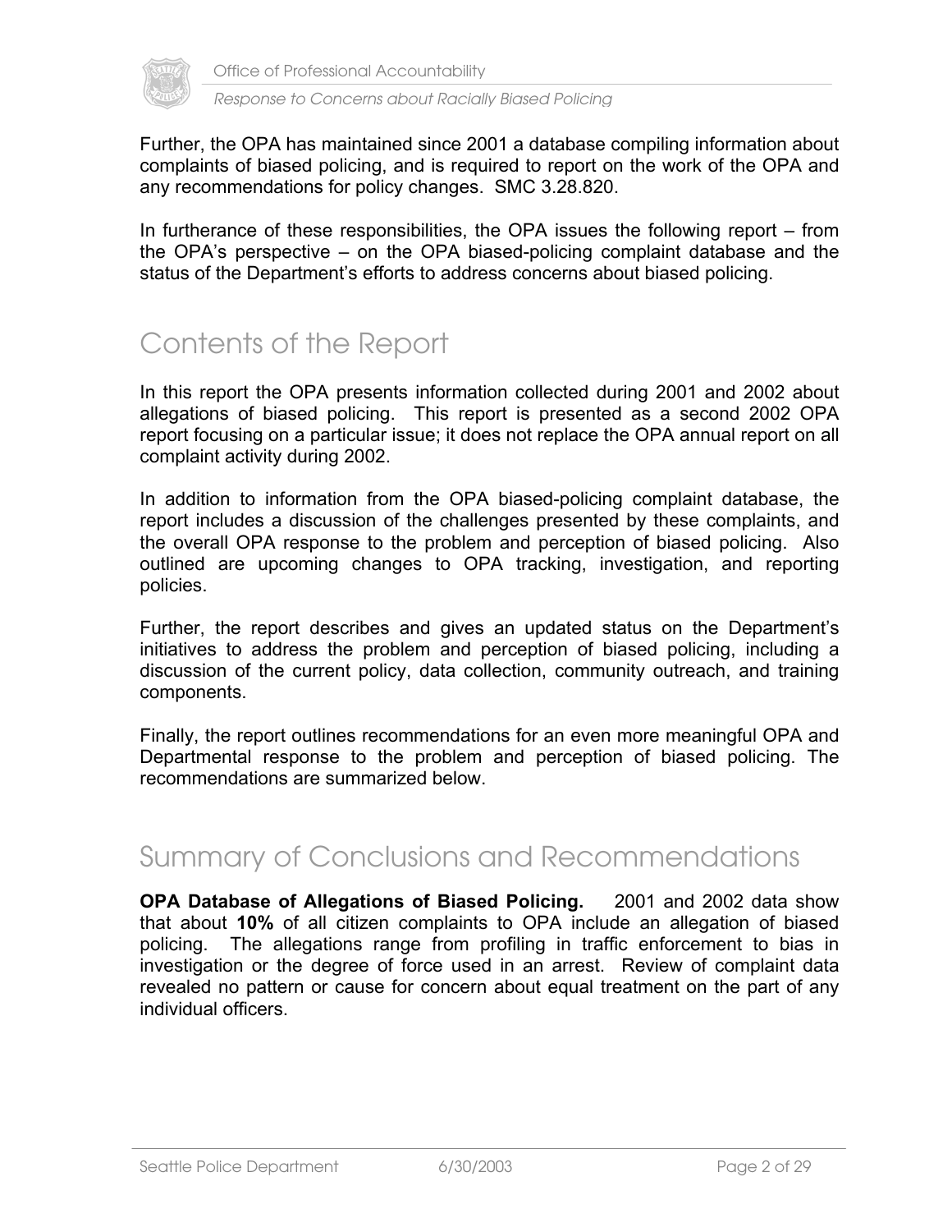Further, the OPA has maintained since 2001 a database compiling information about complaints of biased policing, and is required to report on the work of the OPA and any recommendations for policy changes. SMC 3.28.820.

In furtherance of these responsibilities, the OPA issues the following report – from the OPA's perspective – on the OPA biased-policing complaint database and the status of the Department's efforts to address concerns about biased policing.

## Contents of the Report

In this report the OPA presents information collected during 2001 and 2002 about allegations of biased policing. This report is presented as a second 2002 OPA report focusing on a particular issue; it does not replace the OPA annual report on all complaint activity during 2002.

In addition to information from the OPA biased-policing complaint database, the report includes a discussion of the challenges presented by these complaints, and the overall OPA response to the problem and perception of biased policing. Also outlined are upcoming changes to OPA tracking, investigation, and reporting policies.

Further, the report describes and gives an updated status on the Department's initiatives to address the problem and perception of biased policing, including a discussion of the current policy, data collection, community outreach, and training components.

Finally, the report outlines recommendations for an even more meaningful OPA and Departmental response to the problem and perception of biased policing. The recommendations are summarized below.

## Summary of Conclusions and Recommendations

**OPA Database of Allegations of Biased Policing.** 2001 and 2002 data show that about **10%** of all citizen complaints to OPA include an allegation of biased policing. The allegations range from profiling in traffic enforcement to bias in investigation or the degree of force used in an arrest. Review of complaint data revealed no pattern or cause for concern about equal treatment on the part of any individual officers.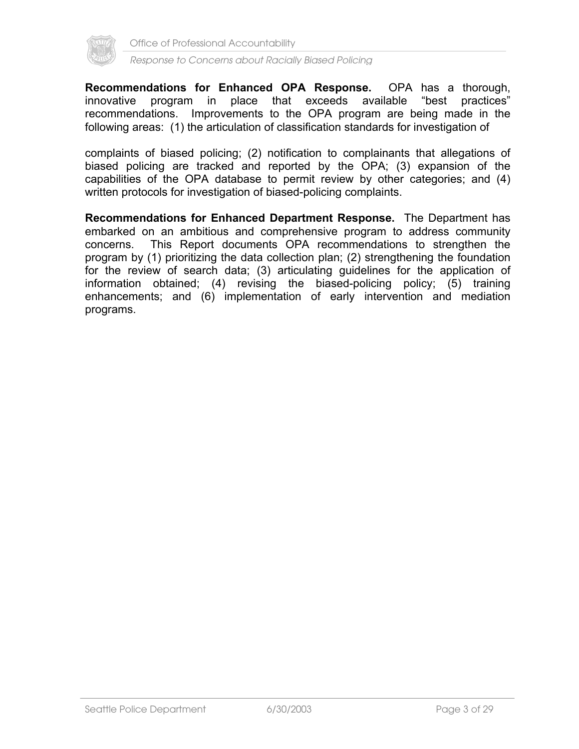**Recommendations for Enhanced OPA Response.** OPA has a thorough, innovative program in place that exceeds available "best practices" recommendations. Improvements to the OPA program are being made in the following areas: (1) the articulation of classification standards for investigation of complaints of biased policing; (2) notification to complainants that allegations of biased policing are tracked and reported by the OPA; (3) expansion of the capabilities of the OPA database to permit review by other categories; and (4) written protocols for investigation of biased-policing complaints.

**Recommendations for Enhanced Department Response.** The Department has embarked on an ambitious and comprehensive program to address community concerns. This Report documents OPA recommendations to strengthen the program by (1) prioritizing the data collection plan; (2) strengthening the foundation for the review of search data; (3) articulating guidelines for the application of information obtained; (4) revising the biased-policing policy; (5) training enhancements; and (6) implementation of early intervention and mediation programs.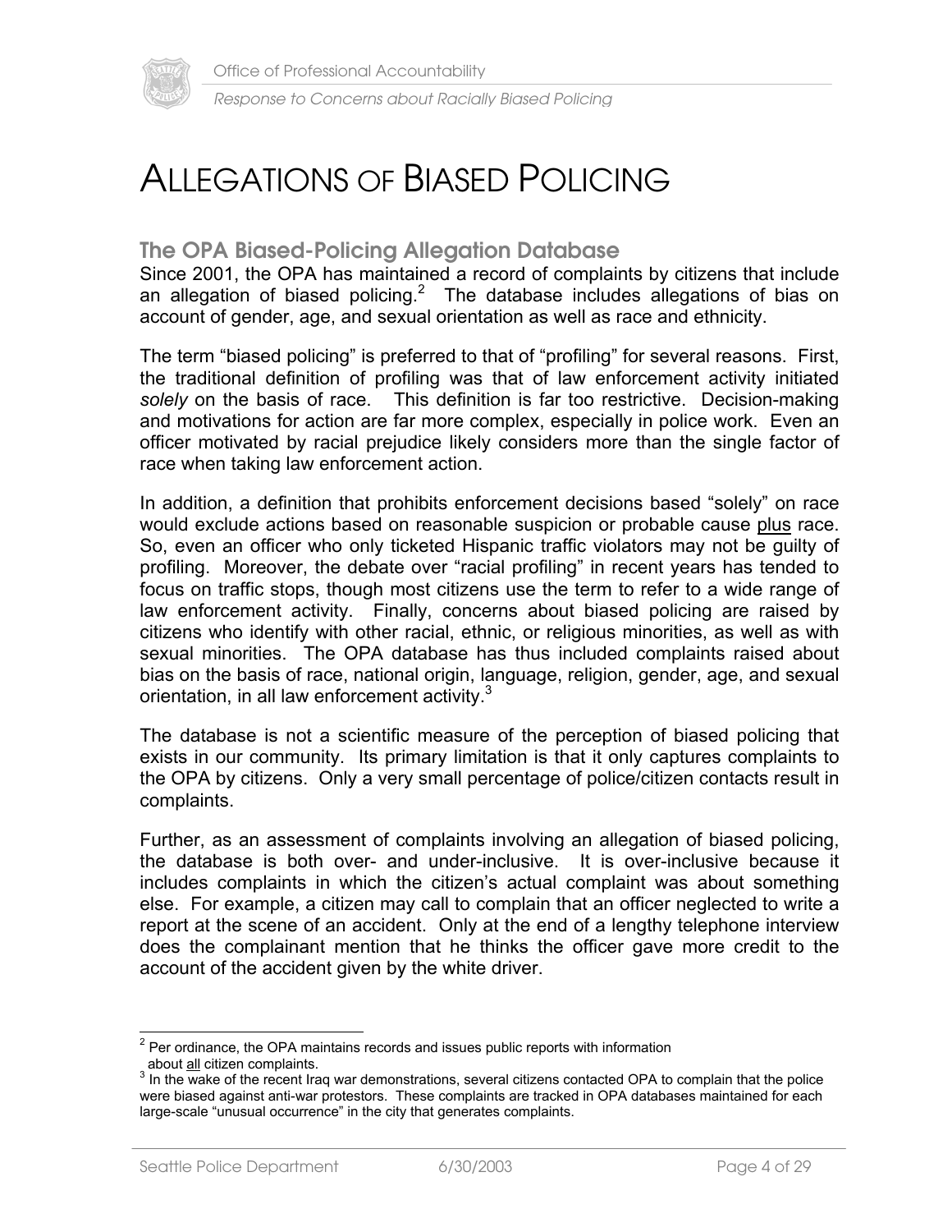# ALLEGATIONS OF BIASED POLICING

## The OPA Biased-Policing Allegation Database

Since 2001, the OPA has maintained a record of complaints by citizens that include an allegation of biased policing.[2] The database includes allegations of bias on account of gender, age, and sexual orientation as well as race and ethnicity.

The term "biased policing" is preferred to that of "profiling" for several reasons. First, the traditional definition of profiling was that of law enforcement activity initiated *solely* on the basis of race. This definition is far too restrictive. Decision-making and motivations for action are far more complex, especially in police work. Even an officer motivated by racial prejudice likely considers more than the single factor of race when taking law enforcement action.

In addition, a definition that prohibits enforcement decisions based "solely" on race would exclude actions based on reasonable suspicion or probable cause plus race. So, even an officer who only ticketed Hispanic traffic violators may not be guilty of profiling. Moreover, the debate over "racial profiling" in recent years has tended to focus on traffic stops, though most citizens use the term to refer to a wide range of law enforcement activity. Finally, concerns about biased policing are raised by citizens who identify with other racial, ethnic, or religious minorities, as well as with sexual minorities. The OPA database has thus included complaints raised about bias on the basis of race, national origin, language, religion, gender, age, and sexual orientation, in all law enforcement activity.[3]

The database is not a scientific measure of the perception of biased policing that exists in our community. Its primary limitation is that it only captures complaints to the OPA by citizens. Only a very small percentage of police/citizen contacts result in complaints.

Further, as an assessment of complaints involving an allegation of biased policing, the database is both over- and under-inclusive. It is over-inclusive because it includes complaints in which the citizen's actual complaint was about something else. For example, a citizen may call to complain that an officer neglected to write a report at the scene of an accident. Only at the end of a lengthy telephone interview does the complainant mention that he thinks the officer gave more credit to the account of the accident given by the white driver.

---

[2] Per ordinance, the OPA maintains records and issues public reports with information about all citizen complaints.

[3] In the wake of the recent Iraq war demonstrations, several citizens contacted OPA to complain that the police were biased against anti-war protestors. These complaints are tracked in OPA databases maintained for each large-scale "unusual occurrence" in the city that generates complaints.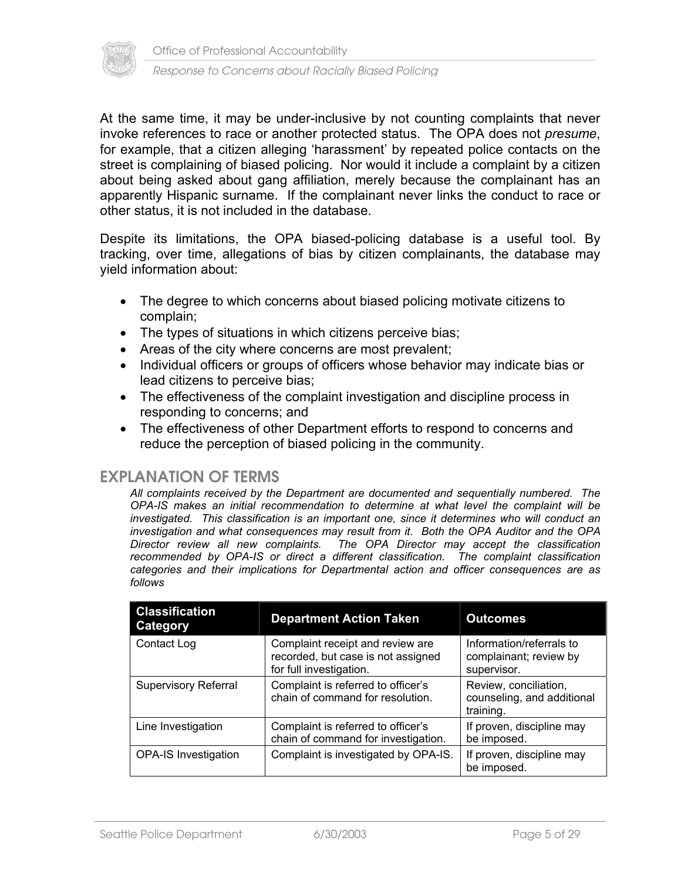At the same time, it may be under-inclusive by not counting complaints that never invoke references to race or another protected status. The OPA does not *presume*, for example, that a citizen alleging 'harassment' by repeated police contacts on the street is complaining of biased policing. Nor would it include a complaint by a citizen about being asked about gang affiliation, merely because the complainant has an apparently Hispanic surname. If the complainant never links the conduct to race or other status, it is not included in the database.

Despite its limitations, the OPA biased-policing database is a useful tool. By tracking, over time, allegations of bias by citizen complainants, the database may yield information about:

- The degree to which concerns about biased policing motivate citizens to complain;
- The types of situations in which citizens perceive bias;
- Areas of the city where concerns are most prevalent;
- Individual officers or groups of officers whose behavior may indicate bias or lead citizens to perceive bias;
- The effectiveness of the complaint investigation and discipline process in responding to concerns; and
- The effectiveness of other Department efforts to respond to concerns and reduce the perception of biased policing in the community.

## EXPLANATION OF TERMS

*All complaints received by the Department are documented and sequentially numbered. The OPA-IS makes an initial recommendation to determine at what level the complaint will be investigated. This classification is an important one, since it determines who will conduct an investigation and what consequences may result from it. Both the OPA Auditor and the OPA Director review all new complaints. The OPA Director may accept the classification recommended by OPA-IS or direct a different classification. The complaint classification categories and their implications for Departmental action and officer consequences are as follows*

| Classification Category | Department Action Taken | Outcomes |
|---|---|---|
| Contact Log | Complaint receipt and review are recorded, but case is not assigned for full investigation. | Information/referrals to complainant; review by supervisor. |
| Supervisory Referral | Complaint is referred to officer's chain of command for resolution. | Review, conciliation, counseling, and additional training. |
| Line Investigation | Complaint is referred to officer's chain of command for investigation. | If proven, discipline may be imposed. |
| OPA-IS Investigation | Complaint is investigated by OPA-IS. | If proven, discipline may be imposed. |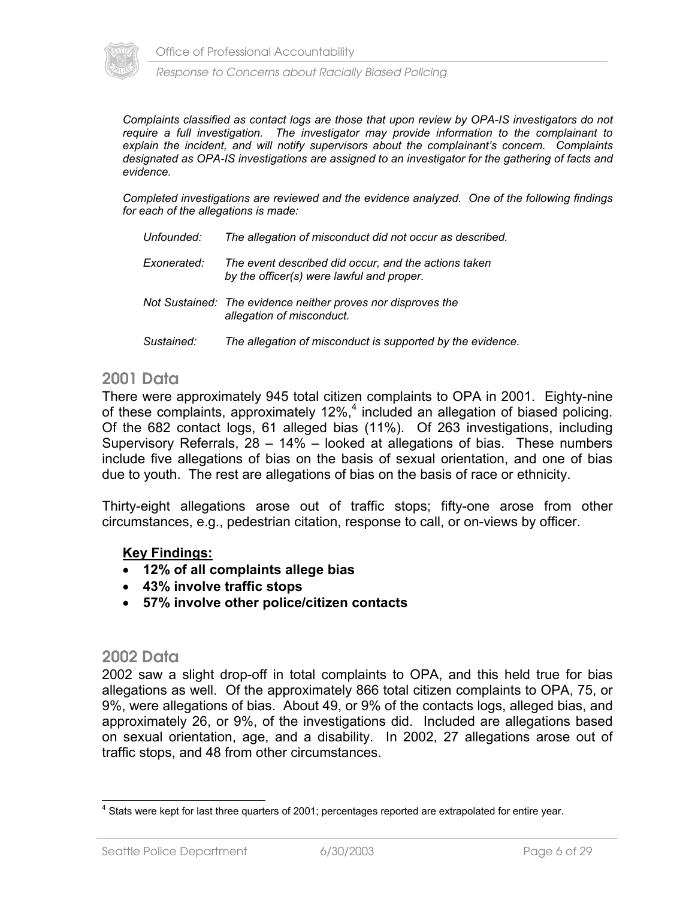*Complaints classified as contact logs are those that upon review by OPA-IS investigators do not require a full investigation. The investigator may provide information to the complainant to explain the incident, and will notify supervisors about the complainant's concern. Complaints designated as OPA-IS investigations are assigned to an investigator for the gathering of facts and evidence.*

*Completed investigations are reviewed and the evidence analyzed. One of the following findings for each of the allegations is made:*

*Unfounded:* *The allegation of misconduct did not occur as described.*

*Exonerated:* *The event described did occur, and the actions taken by the officer(s) were lawful and proper.*

*Not Sustained:* *The evidence neither proves nor disproves the allegation of misconduct.*

*Sustained:* *The allegation of misconduct is supported by the evidence.*

## 2001 Data

There were approximately 945 total citizen complaints to OPA in 2001. Eighty-nine of these complaints, approximately 12%,[4] included an allegation of biased policing. Of the 682 contact logs, 61 alleged bias (11%). Of 263 investigations, including Supervisory Referrals, 28 – 14% – looked at allegations of bias. These numbers include five allegations of bias on the basis of sexual orientation, and one of bias due to youth. The rest are allegations of bias on the basis of race or ethnicity.

Thirty-eight allegations arose out of traffic stops; fifty-one arose from other circumstances, e.g., pedestrian citation, response to call, or on-views by officer.

**Key Findings:**

- **12% of all complaints allege bias**
- **43% involve traffic stops**
- **57% involve other police/citizen contacts**

## 2002 Data

2002 saw a slight drop-off in total complaints to OPA, and this held true for bias allegations as well. Of the approximately 866 total citizen complaints to OPA, 75, or 9%, were allegations of bias. About 49, or 9% of the contacts logs, alleged bias, and approximately 26, or 9%, of the investigations did. Included are allegations based on sexual orientation, age, and a disability. In 2002, 27 allegations arose out of traffic stops, and 48 from other circumstances.

[4] Stats were kept for last three quarters of 2001; percentages reported are extrapolated for entire year.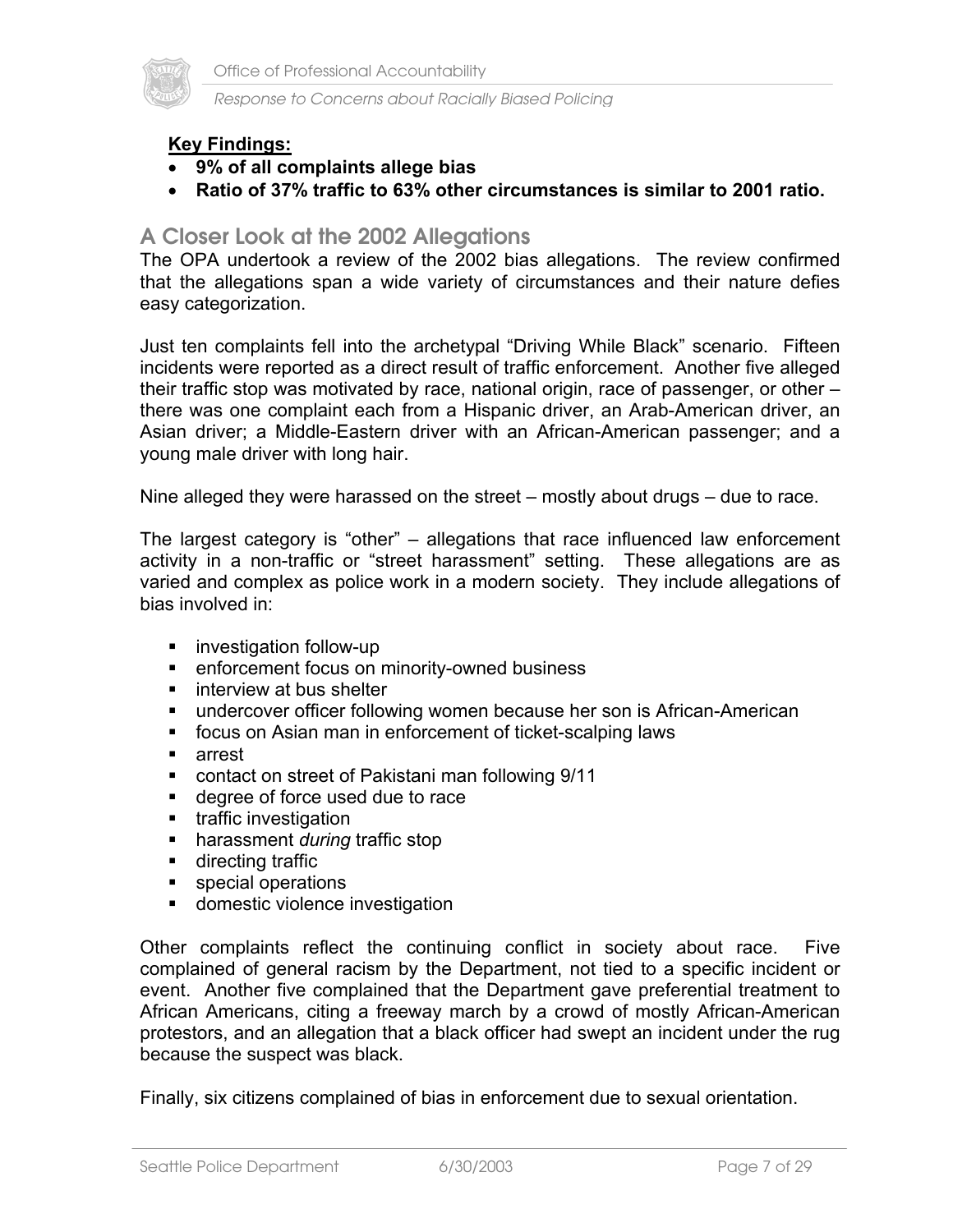**Key Findings:**

- **9% of all complaints allege bias**
- **Ratio of 37% traffic to 63% other circumstances is similar to 2001 ratio.**

## A Closer Look at the 2002 Allegations

The OPA undertook a review of the 2002 bias allegations. The review confirmed that the allegations span a wide variety of circumstances and their nature defies easy categorization.

Just ten complaints fell into the archetypal "Driving While Black" scenario. Fifteen incidents were reported as a direct result of traffic enforcement. Another five alleged their traffic stop was motivated by race, national origin, race of passenger, or other – there was one complaint each from a Hispanic driver, an Arab-American driver, an Asian driver; a Middle-Eastern driver with an African-American passenger; and a young male driver with long hair.

Nine alleged they were harassed on the street – mostly about drugs – due to race.

The largest category is "other" – allegations that race influenced law enforcement activity in a non-traffic or "street harassment" setting. These allegations are as varied and complex as police work in a modern society. They include allegations of bias involved in:

- investigation follow-up
- enforcement focus on minority-owned business
- interview at bus shelter
- undercover officer following women because her son is African-American
- focus on Asian man in enforcement of ticket-scalping laws
- arrest
- contact on street of Pakistani man following 9/11
- degree of force used due to race
- traffic investigation
- harassment *during* traffic stop
- directing traffic
- special operations
- domestic violence investigation

Other complaints reflect the continuing conflict in society about race. Five complained of general racism by the Department, not tied to a specific incident or event. Another five complained that the Department gave preferential treatment to African Americans, citing a freeway march by a crowd of mostly African-American protestors, and an allegation that a black officer had swept an incident under the rug because the suspect was black.

Finally, six citizens complained of bias in enforcement due to sexual orientation.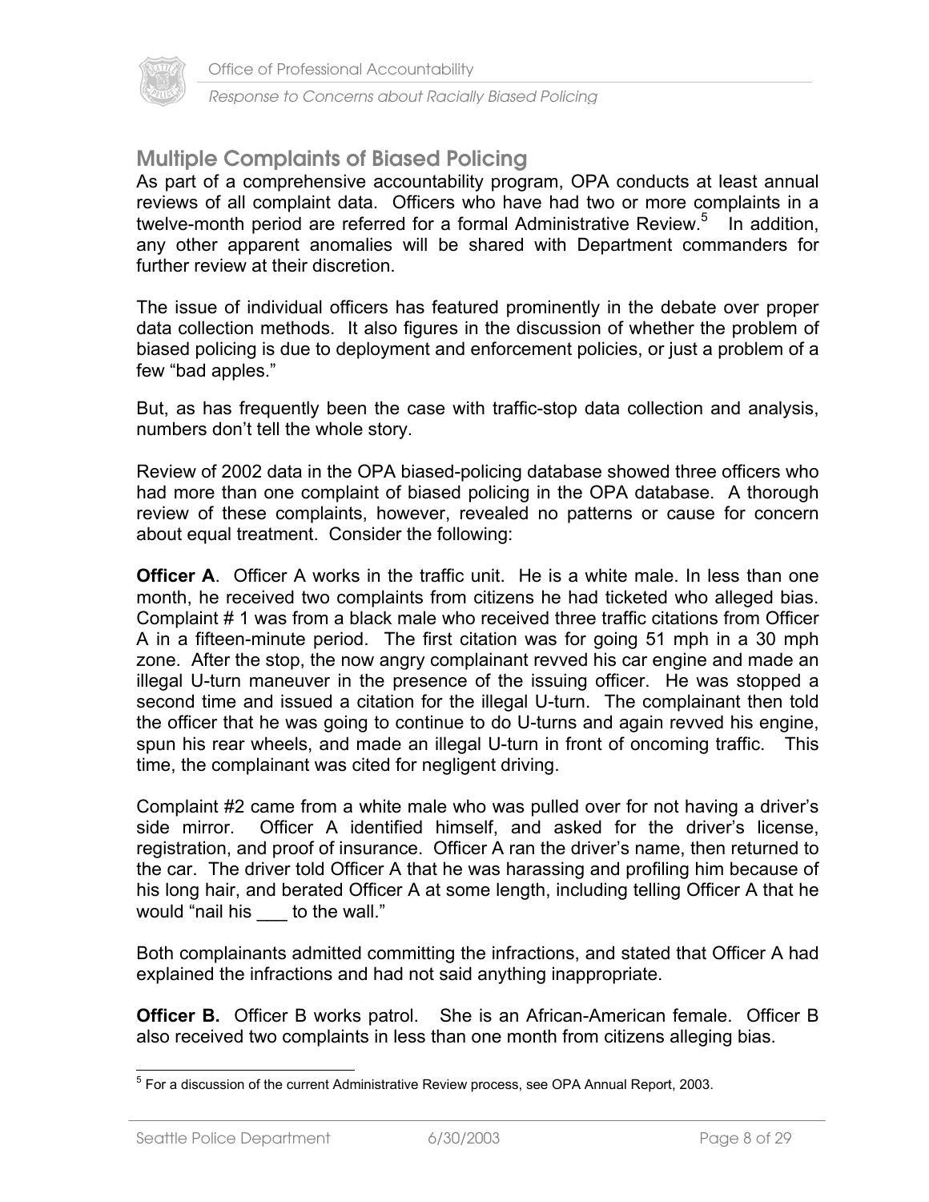## Multiple Complaints of Biased Policing

As part of a comprehensive accountability program, OPA conducts at least annual reviews of all complaint data. Officers who have had two or more complaints in a twelve-month period are referred for a formal Administrative Review.[5] In addition, any other apparent anomalies will be shared with Department commanders for further review at their discretion.

The issue of individual officers has featured prominently in the debate over proper data collection methods. It also figures in the discussion of whether the problem of biased policing is due to deployment and enforcement policies, or just a problem of a few "bad apples."

But, as has frequently been the case with traffic-stop data collection and analysis, numbers don't tell the whole story.

Review of 2002 data in the OPA biased-policing database showed three officers who had more than one complaint of biased policing in the OPA database. A thorough review of these complaints, however, revealed no patterns or cause for concern about equal treatment. Consider the following:

**Officer A**. Officer A works in the traffic unit. He is a white male. In less than one month, he received two complaints from citizens he had ticketed who alleged bias. Complaint # 1 was from a black male who received three traffic citations from Officer A in a fifteen-minute period. The first citation was for going 51 mph in a 30 mph zone. After the stop, the now angry complainant revved his car engine and made an illegal U-turn maneuver in the presence of the issuing officer. He was stopped a second time and issued a citation for the illegal U-turn. The complainant then told the officer that he was going to continue to do U-turns and again revved his engine, spun his rear wheels, and made an illegal U-turn in front of oncoming traffic. This time, the complainant was cited for negligent driving.

Complaint #2 came from a white male who was pulled over for not having a driver's side mirror. Officer A identified himself, and asked for the driver's license, registration, and proof of insurance. Officer A ran the driver's name, then returned to the car. The driver told Officer A that he was harassing and profiling him because of his long hair, and berated Officer A at some length, including telling Officer A that he would "nail his ___ to the wall."

Both complainants admitted committing the infractions, and stated that Officer A had explained the infractions and had not said anything inappropriate.

**Officer B.** Officer B works patrol. She is an African-American female. Officer B also received two complaints in less than one month from citizens alleging bias.

---

[5] For a discussion of the current Administrative Review process, see OPA Annual Report, 2003.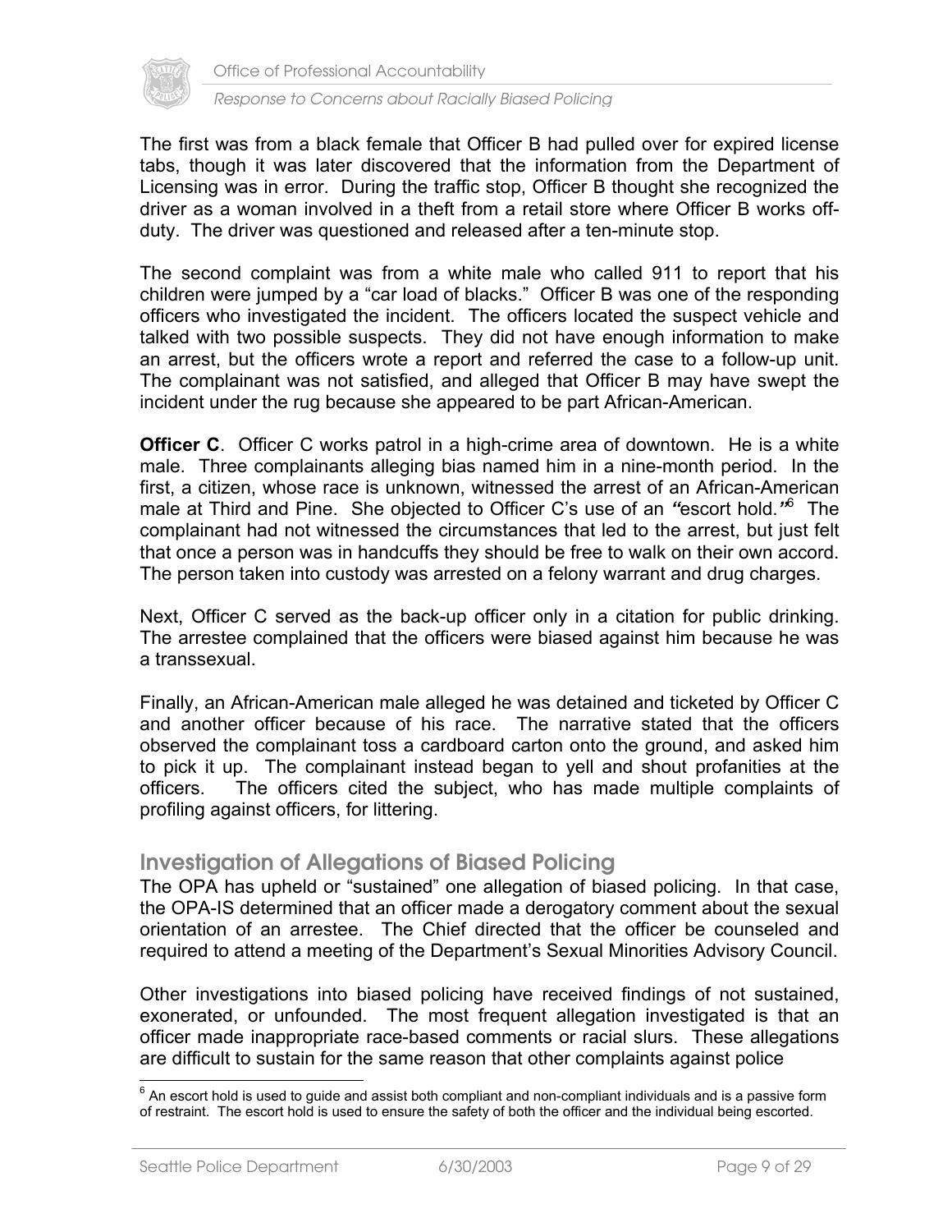The first was from a black female that Officer B had pulled over for expired license tabs, though it was later discovered that the information from the Department of Licensing was in error. During the traffic stop, Officer B thought she recognized the driver as a woman involved in a theft from a retail store where Officer B works off-duty. The driver was questioned and released after a ten-minute stop.

The second complaint was from a white male who called 911 to report that his children were jumped by a "car load of blacks." Officer B was one of the responding officers who investigated the incident. The officers located the suspect vehicle and talked with two possible suspects. They did not have enough information to make an arrest, but the officers wrote a report and referred the case to a follow-up unit. The complainant was not satisfied, and alleged that Officer B may have swept the incident under the rug because she appeared to be part African-American.

**Officer C**. Officer C works patrol in a high-crime area of downtown. He is a white male. Three complainants alleging bias named him in a nine-month period. In the first, a citizen, whose race is unknown, witnessed the arrest of an African-American male at Third and Pine. She objected to Officer C's use of an **"**escort hold.**"**[6] The complainant had not witnessed the circumstances that led to the arrest, but just felt that once a person was in handcuffs they should be free to walk on their own accord. The person taken into custody was arrested on a felony warrant and drug charges.

Next, Officer C served as the back-up officer only in a citation for public drinking. The arrestee complained that the officers were biased against him because he was a transsexual.

Finally, an African-American male alleged he was detained and ticketed by Officer C and another officer because of his race. The narrative stated that the officers observed the complainant toss a cardboard carton onto the ground, and asked him to pick it up. The complainant instead began to yell and shout profanities at the officers. The officers cited the subject, who has made multiple complaints of profiling against officers, for littering.

## Investigation of Allegations of Biased Policing

The OPA has upheld or "sustained" one allegation of biased policing. In that case, the OPA-IS determined that an officer made a derogatory comment about the sexual orientation of an arrestee. The Chief directed that the officer be counseled and required to attend a meeting of the Department's Sexual Minorities Advisory Council.

Other investigations into biased policing have received findings of not sustained, exonerated, or unfounded. The most frequent allegation investigated is that an officer made inappropriate race-based comments or racial slurs. These allegations are difficult to sustain for the same reason that other complaints against police

[6] An escort hold is used to guide and assist both compliant and non-compliant individuals and is a passive form of restraint. The escort hold is used to ensure the safety of both the officer and the individual being escorted.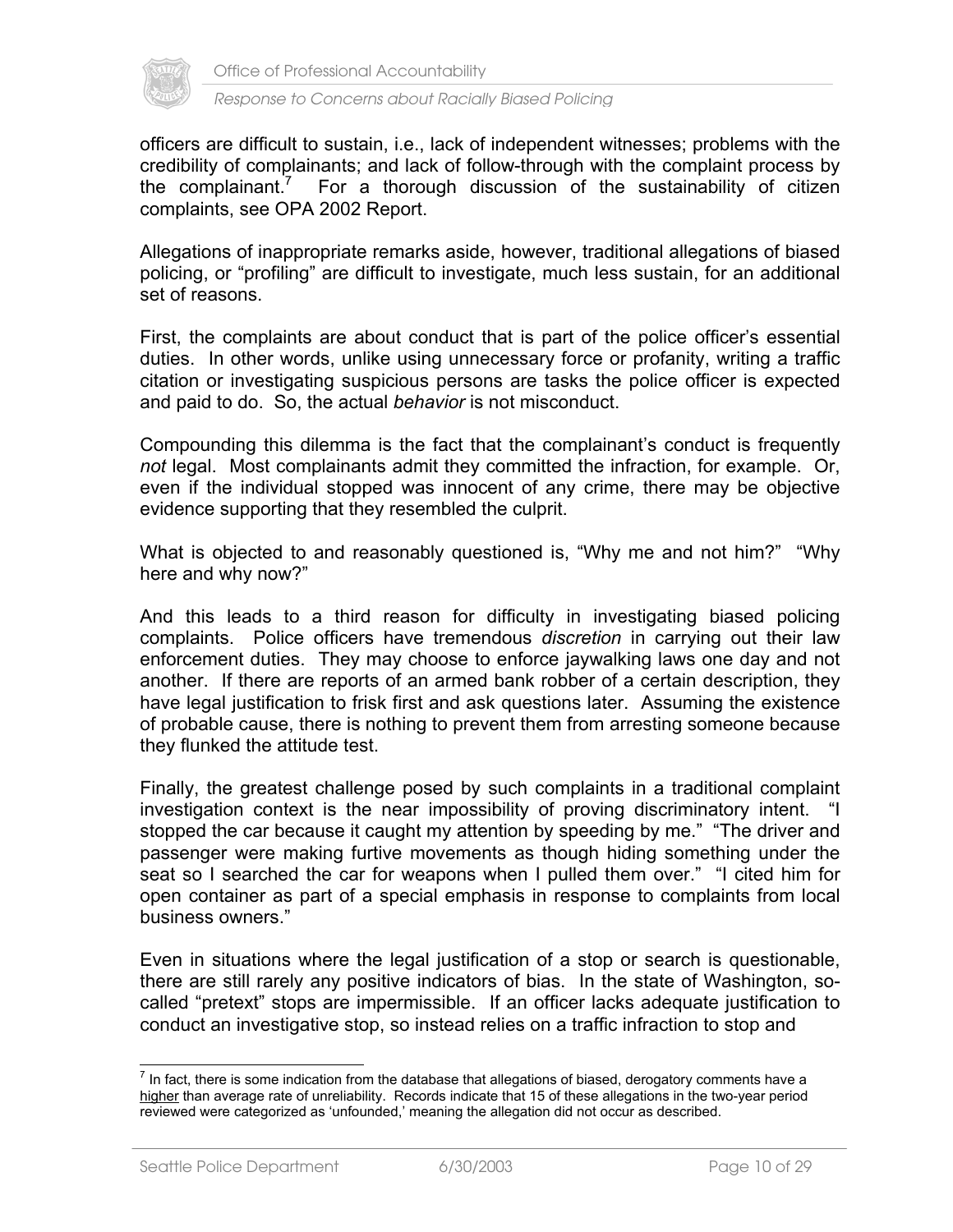officers are difficult to sustain, i.e., lack of independent witnesses; problems with the credibility of complainants; and lack of follow-through with the complaint process by the complainant.[7] For a thorough discussion of the sustainability of citizen complaints, see OPA 2002 Report.

Allegations of inappropriate remarks aside, however, traditional allegations of biased policing, or "profiling" are difficult to investigate, much less sustain, for an additional set of reasons.

First, the complaints are about conduct that is part of the police officer's essential duties. In other words, unlike using unnecessary force or profanity, writing a traffic citation or investigating suspicious persons are tasks the police officer is expected and paid to do. So, the actual *behavior* is not misconduct.

Compounding this dilemma is the fact that the complainant's conduct is frequently *not* legal. Most complainants admit they committed the infraction, for example. Or, even if the individual stopped was innocent of any crime, there may be objective evidence supporting that they resembled the culprit.

What is objected to and reasonably questioned is, "Why me and not him?" "Why here and why now?"

And this leads to a third reason for difficulty in investigating biased policing complaints. Police officers have tremendous *discretion* in carrying out their law enforcement duties. They may choose to enforce jaywalking laws one day and not another. If there are reports of an armed bank robber of a certain description, they have legal justification to frisk first and ask questions later. Assuming the existence of probable cause, there is nothing to prevent them from arresting someone because they flunked the attitude test.

Finally, the greatest challenge posed by such complaints in a traditional complaint investigation context is the near impossibility of proving discriminatory intent. "I stopped the car because it caught my attention by speeding by me." "The driver and passenger were making furtive movements as though hiding something under the seat so I searched the car for weapons when I pulled them over." "I cited him for open container as part of a special emphasis in response to complaints from local business owners."

Even in situations where the legal justification of a stop or search is questionable, there are still rarely any positive indicators of bias. In the state of Washington, so-called "pretext" stops are impermissible. If an officer lacks adequate justification to conduct an investigative stop, so instead relies on a traffic infraction to stop and

---

[7] In fact, there is some indication from the database that allegations of biased, derogatory comments have a higher than average rate of unreliability. Records indicate that 15 of these allegations in the two-year period reviewed were categorized as 'unfounded,' meaning the allegation did not occur as described.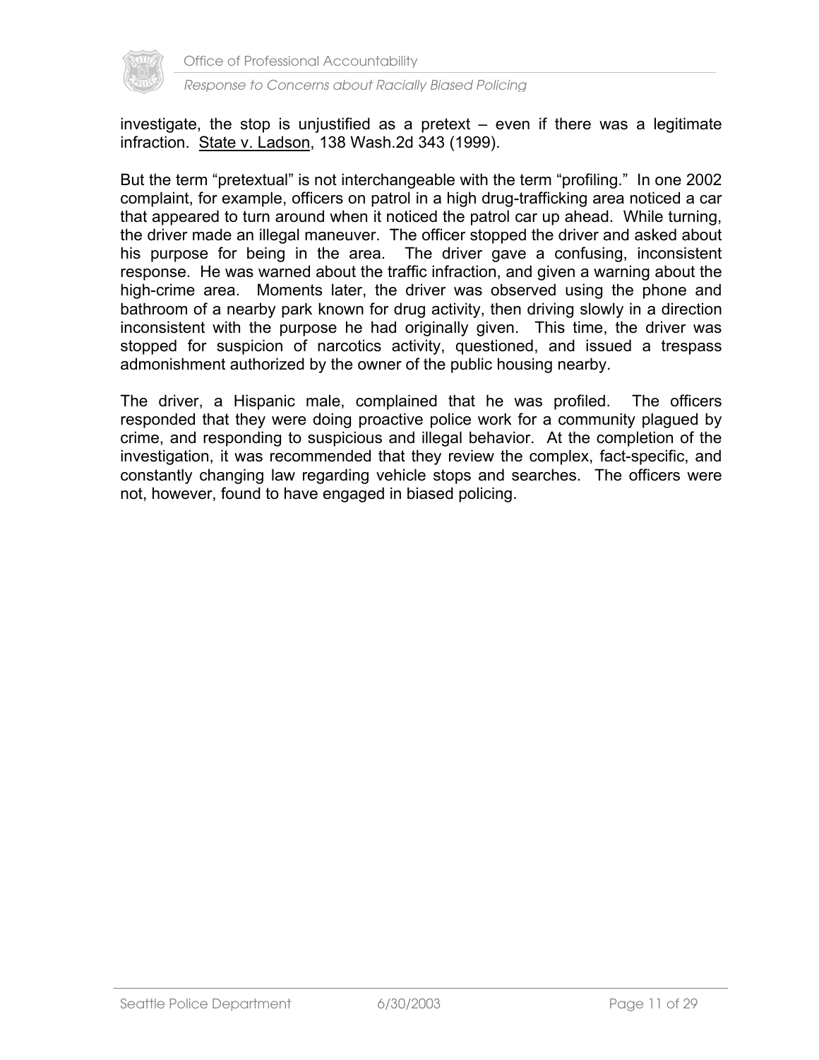investigate, the stop is unjustified as a pretext – even if there was a legitimate infraction. State v. Ladson, 138 Wash.2d 343 (1999).

But the term "pretextual" is not interchangeable with the term "profiling." In one 2002 complaint, for example, officers on patrol in a high drug-trafficking area noticed a car that appeared to turn around when it noticed the patrol car up ahead. While turning, the driver made an illegal maneuver. The officer stopped the driver and asked about his purpose for being in the area. The driver gave a confusing, inconsistent response. He was warned about the traffic infraction, and given a warning about the high-crime area. Moments later, the driver was observed using the phone and bathroom of a nearby park known for drug activity, then driving slowly in a direction inconsistent with the purpose he had originally given. This time, the driver was stopped for suspicion of narcotics activity, questioned, and issued a trespass admonishment authorized by the owner of the public housing nearby.

The driver, a Hispanic male, complained that he was profiled. The officers responded that they were doing proactive police work for a community plagued by crime, and responding to suspicious and illegal behavior. At the completion of the investigation, it was recommended that they review the complex, fact-specific, and constantly changing law regarding vehicle stops and searches. The officers were not, however, found to have engaged in biased policing.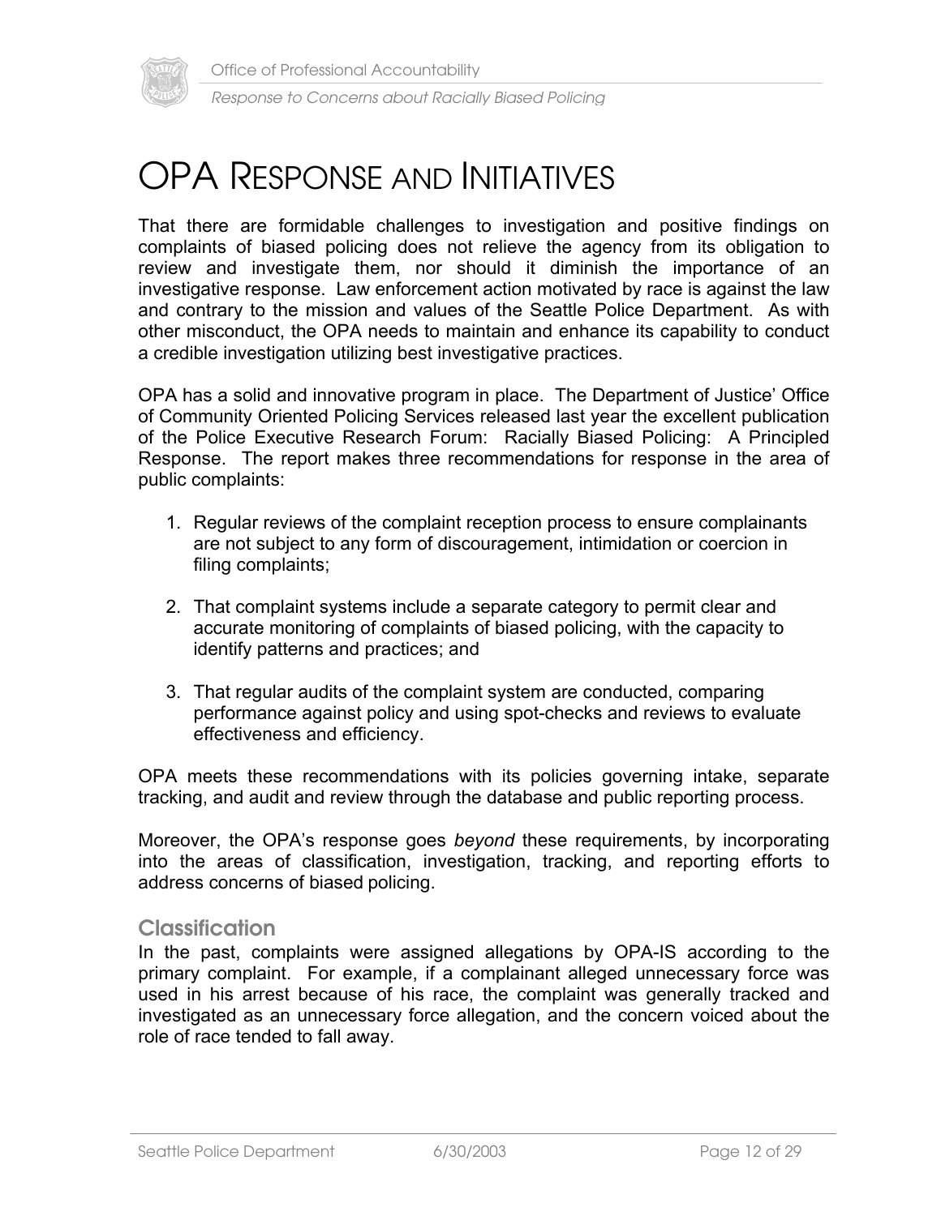# OPA Response and Initiatives

That there are formidable challenges to investigation and positive findings on complaints of biased policing does not relieve the agency from its obligation to review and investigate them, nor should it diminish the importance of an investigative response. Law enforcement action motivated by race is against the law and contrary to the mission and values of the Seattle Police Department. As with other misconduct, the OPA needs to maintain and enhance its capability to conduct a credible investigation utilizing best investigative practices.

OPA has a solid and innovative program in place. The Department of Justice' Office of Community Oriented Policing Services released last year the excellent publication of the Police Executive Research Forum: Racially Biased Policing: A Principled Response. The report makes three recommendations for response in the area of public complaints:

1. Regular reviews of the complaint reception process to ensure complainants are not subject to any form of discouragement, intimidation or coercion in filing complaints;

2. That complaint systems include a separate category to permit clear and accurate monitoring of complaints of biased policing, with the capacity to identify patterns and practices; and

3. That regular audits of the complaint system are conducted, comparing performance against policy and using spot-checks and reviews to evaluate effectiveness and efficiency.

OPA meets these recommendations with its policies governing intake, separate tracking, and audit and review through the database and public reporting process.

Moreover, the OPA's response goes *beyond* these requirements, by incorporating into the areas of classification, investigation, tracking, and reporting efforts to address concerns of biased policing.

## Classification

In the past, complaints were assigned allegations by OPA-IS according to the primary complaint. For example, if a complainant alleged unnecessary force was used in his arrest because of his race, the complaint was generally tracked and investigated as an unnecessary force allegation, and the concern voiced about the role of race tended to fall away.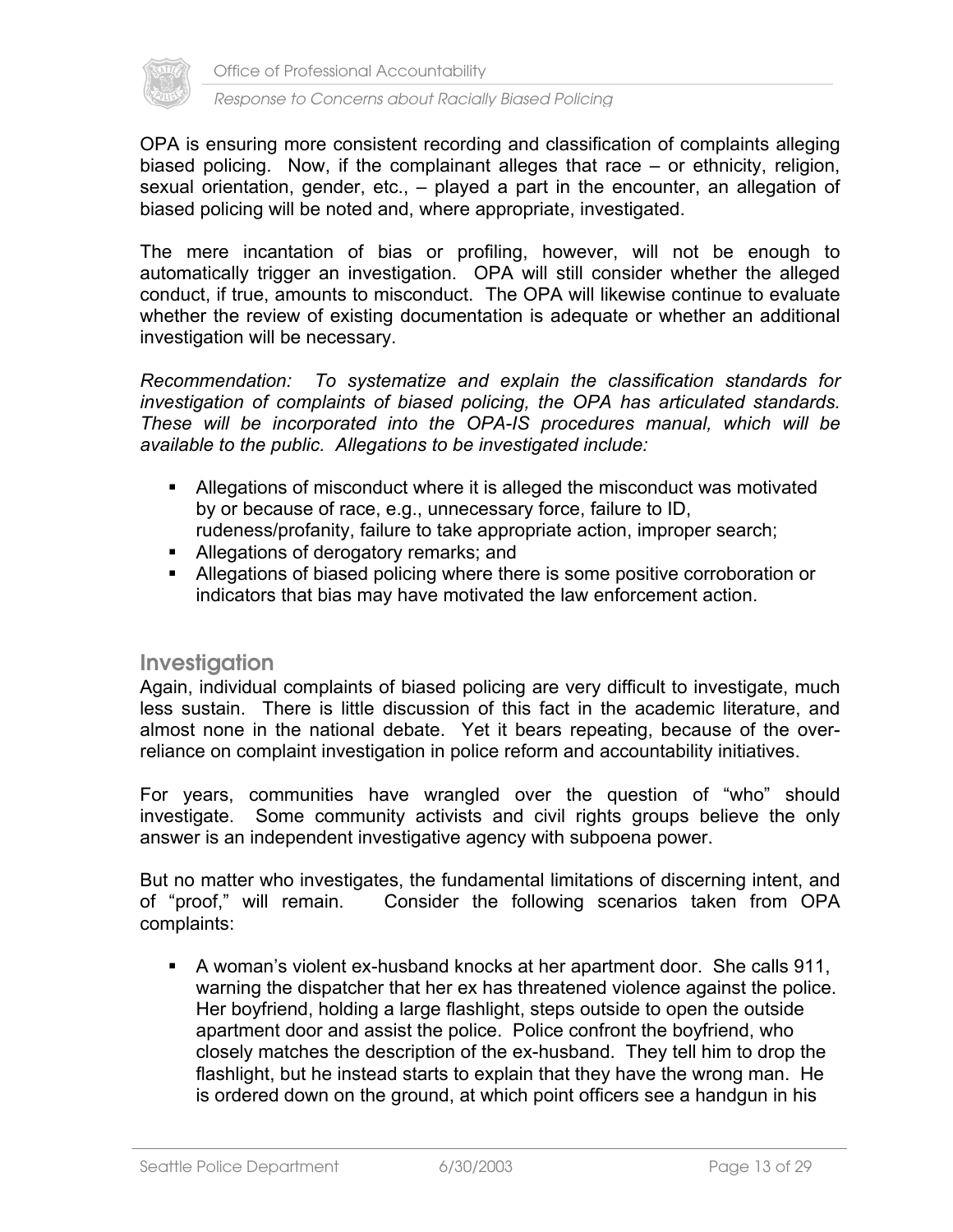OPA is ensuring more consistent recording and classification of complaints alleging biased policing. Now, if the complainant alleges that race – or ethnicity, religion, sexual orientation, gender, etc., – played a part in the encounter, an allegation of biased policing will be noted and, where appropriate, investigated.

The mere incantation of bias or profiling, however, will not be enough to automatically trigger an investigation. OPA will still consider whether the alleged conduct, if true, amounts to misconduct. The OPA will likewise continue to evaluate whether the review of existing documentation is adequate or whether an additional investigation will be necessary.

*Recommendation: To systematize and explain the classification standards for investigation of complaints of biased policing, the OPA has articulated standards. These will be incorporated into the OPA-IS procedures manual, which will be available to the public. Allegations to be investigated include:*

- Allegations of misconduct where it is alleged the misconduct was motivated by or because of race, e.g., unnecessary force, failure to ID, rudeness/profanity, failure to take appropriate action, improper search;
- Allegations of derogatory remarks; and
- Allegations of biased policing where there is some positive corroboration or indicators that bias may have motivated the law enforcement action.

## Investigation

Again, individual complaints of biased policing are very difficult to investigate, much less sustain. There is little discussion of this fact in the academic literature, and almost none in the national debate. Yet it bears repeating, because of the over-reliance on complaint investigation in police reform and accountability initiatives.

For years, communities have wrangled over the question of "who" should investigate. Some community activists and civil rights groups believe the only answer is an independent investigative agency with subpoena power.

But no matter who investigates, the fundamental limitations of discerning intent, and of "proof," will remain. Consider the following scenarios taken from OPA complaints:

- A woman's violent ex-husband knocks at her apartment door. She calls 911, warning the dispatcher that her ex has threatened violence against the police. Her boyfriend, holding a large flashlight, steps outside to open the outside apartment door and assist the police. Police confront the boyfriend, who closely matches the description of the ex-husband. They tell him to drop the flashlight, but he instead starts to explain that they have the wrong man. He is ordered down on the ground, at which point officers see a handgun in his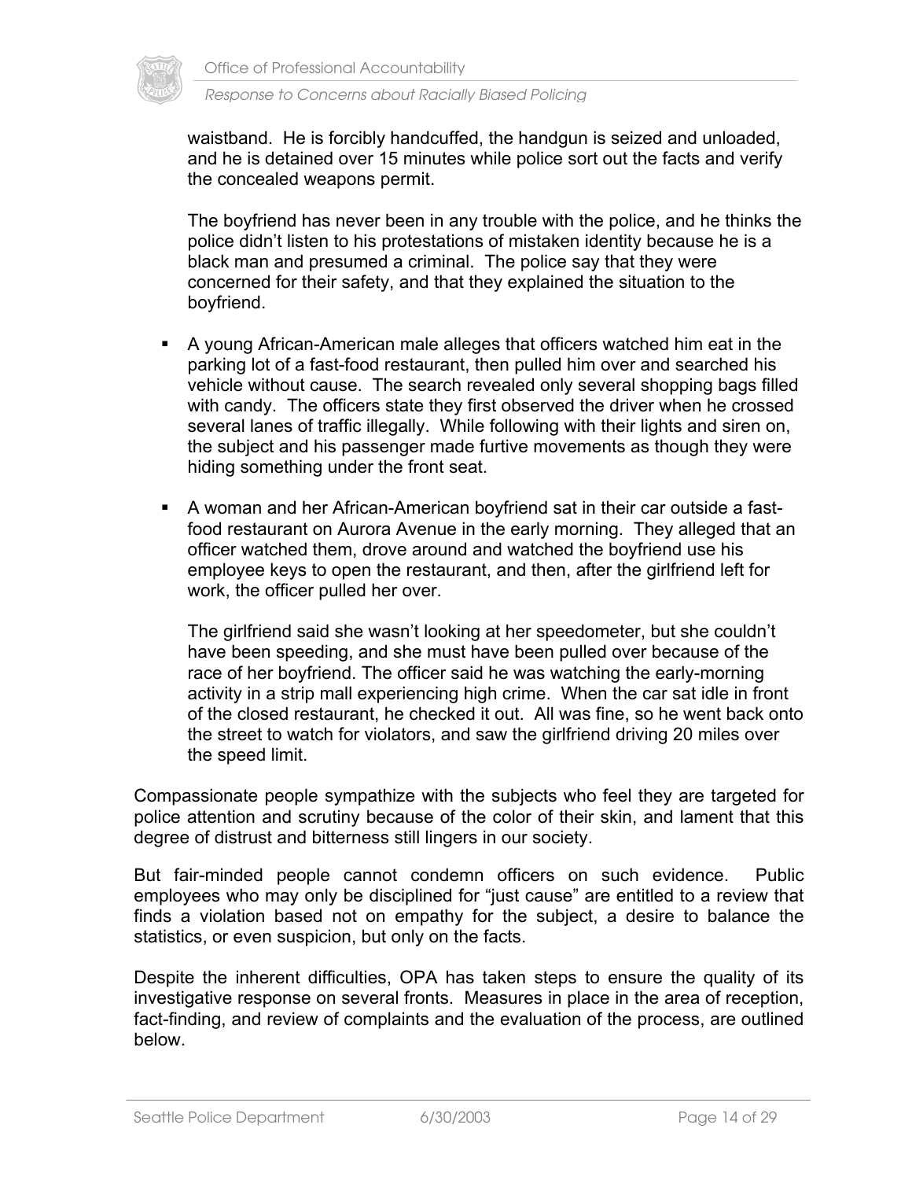waistband. He is forcibly handcuffed, the handgun is seized and unloaded, and he is detained over 15 minutes while police sort out the facts and verify the concealed weapons permit.

The boyfriend has never been in any trouble with the police, and he thinks the police didn't listen to his protestations of mistaken identity because he is a black man and presumed a criminal. The police say that they were concerned for their safety, and that they explained the situation to the boyfriend.

- A young African-American male alleges that officers watched him eat in the parking lot of a fast-food restaurant, then pulled him over and searched his vehicle without cause. The search revealed only several shopping bags filled with candy. The officers state they first observed the driver when he crossed several lanes of traffic illegally. While following with their lights and siren on, the subject and his passenger made furtive movements as though they were hiding something under the front seat.

- A woman and her African-American boyfriend sat in their car outside a fast-food restaurant on Aurora Avenue in the early morning. They alleged that an officer watched them, drove around and watched the boyfriend use his employee keys to open the restaurant, and then, after the girlfriend left for work, the officer pulled her over.

  The girlfriend said she wasn't looking at her speedometer, but she couldn't have been speeding, and she must have been pulled over because of the race of her boyfriend. The officer said he was watching the early-morning activity in a strip mall experiencing high crime. When the car sat idle in front of the closed restaurant, he checked it out. All was fine, so he went back onto the street to watch for violators, and saw the girlfriend driving 20 miles over the speed limit.

Compassionate people sympathize with the subjects who feel they are targeted for police attention and scrutiny because of the color of their skin, and lament that this degree of distrust and bitterness still lingers in our society.

But fair-minded people cannot condemn officers on such evidence. Public employees who may only be disciplined for "just cause" are entitled to a review that finds a violation based not on empathy for the subject, a desire to balance the statistics, or even suspicion, but only on the facts.

Despite the inherent difficulties, OPA has taken steps to ensure the quality of its investigative response on several fronts. Measures in place in the area of reception, fact-finding, and review of complaints and the evaluation of the process, are outlined below.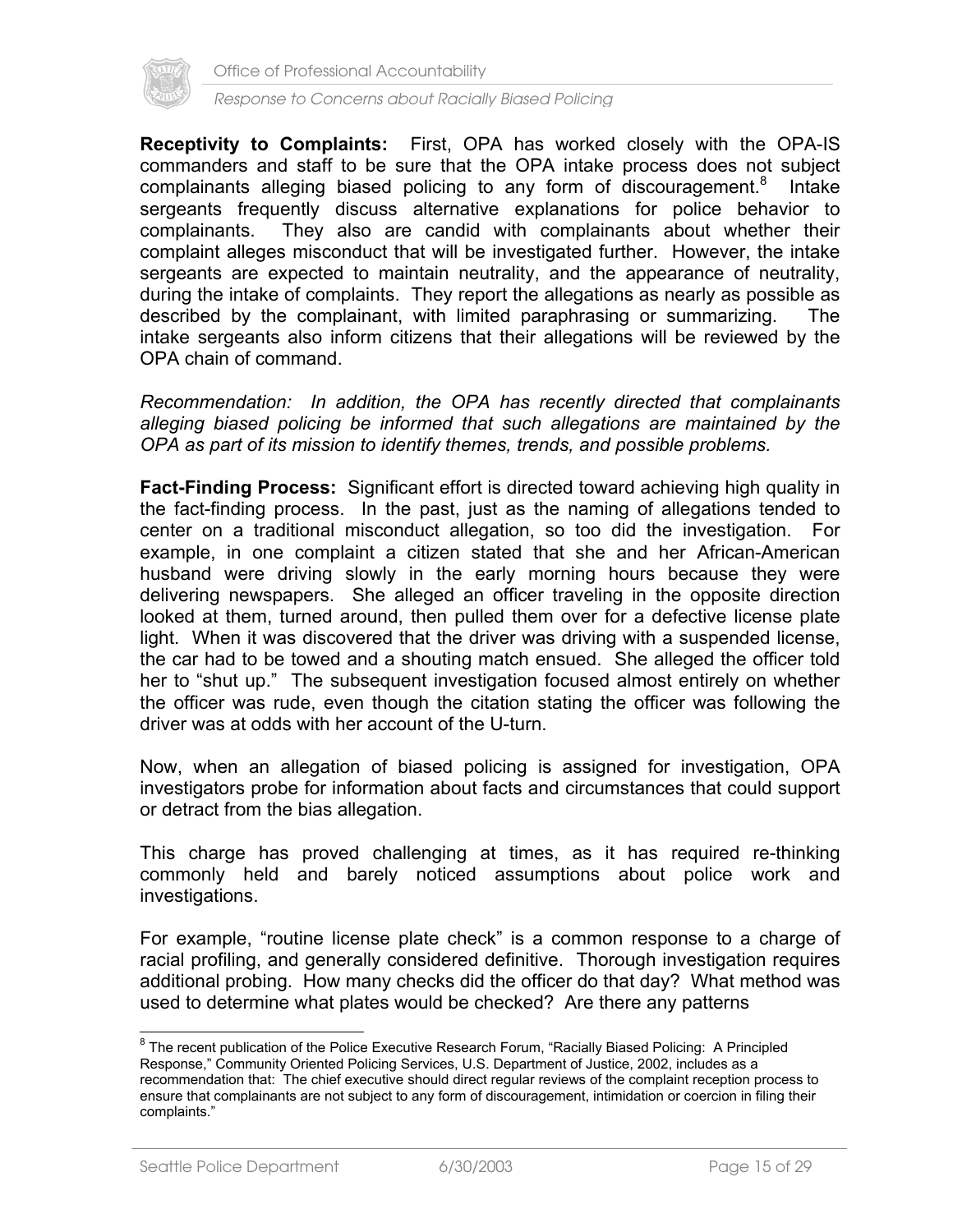**Receptivity to Complaints:** First, OPA has worked closely with the OPA-IS commanders and staff to be sure that the OPA intake process does not subject complainants alleging biased policing to any form of discouragement.[8] Intake sergeants frequently discuss alternative explanations for police behavior to complainants. They also are candid with complainants about whether their complaint alleges misconduct that will be investigated further. However, the intake sergeants are expected to maintain neutrality, and the appearance of neutrality, during the intake of complaints. They report the allegations as nearly as possible as described by the complainant, with limited paraphrasing or summarizing. The intake sergeants also inform citizens that their allegations will be reviewed by the OPA chain of command.

*Recommendation: In addition, the OPA has recently directed that complainants alleging biased policing be informed that such allegations are maintained by the OPA as part of its mission to identify themes, trends, and possible problems.*

**Fact-Finding Process:** Significant effort is directed toward achieving high quality in the fact-finding process. In the past, just as the naming of allegations tended to center on a traditional misconduct allegation, so too did the investigation. For example, in one complaint a citizen stated that she and her African-American husband were driving slowly in the early morning hours because they were delivering newspapers. She alleged an officer traveling in the opposite direction looked at them, turned around, then pulled them over for a defective license plate light. When it was discovered that the driver was driving with a suspended license, the car had to be towed and a shouting match ensued. She alleged the officer told her to "shut up." The subsequent investigation focused almost entirely on whether the officer was rude, even though the citation stating the officer was following the driver was at odds with her account of the U-turn.

Now, when an allegation of biased policing is assigned for investigation, OPA investigators probe for information about facts and circumstances that could support or detract from the bias allegation.

This charge has proved challenging at times, as it has required re-thinking commonly held and barely noticed assumptions about police work and investigations.

For example, "routine license plate check" is a common response to a charge of racial profiling, and generally considered definitive. Thorough investigation requires additional probing. How many checks did the officer do that day? What method was used to determine what plates would be checked? Are there any patterns

[8] The recent publication of the Police Executive Research Forum, "Racially Biased Policing: A Principled Response," Community Oriented Policing Services, U.S. Department of Justice, 2002, includes as a recommendation that: The chief executive should direct regular reviews of the complaint reception process to ensure that complainants are not subject to any form of discouragement, intimidation or coercion in filing their complaints."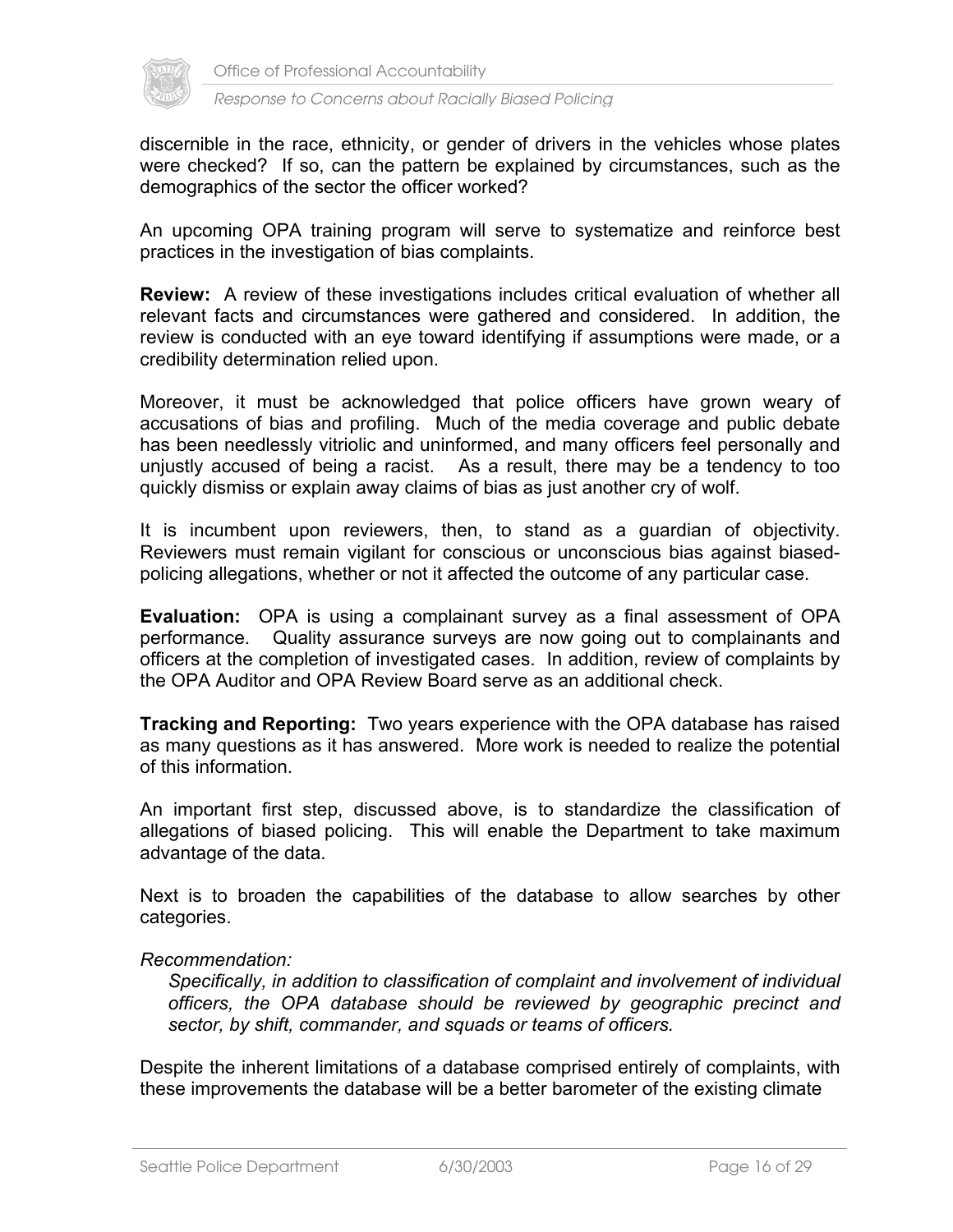discernible in the race, ethnicity, or gender of drivers in the vehicles whose plates were checked? If so, can the pattern be explained by circumstances, such as the demographics of the sector the officer worked?

An upcoming OPA training program will serve to systematize and reinforce best practices in the investigation of bias complaints.

**Review:** A review of these investigations includes critical evaluation of whether all relevant facts and circumstances were gathered and considered. In addition, the review is conducted with an eye toward identifying if assumptions were made, or a credibility determination relied upon.

Moreover, it must be acknowledged that police officers have grown weary of accusations of bias and profiling. Much of the media coverage and public debate has been needlessly vitriolic and uninformed, and many officers feel personally and unjustly accused of being a racist. As a result, there may be a tendency to too quickly dismiss or explain away claims of bias as just another cry of wolf.

It is incumbent upon reviewers, then, to stand as a guardian of objectivity. Reviewers must remain vigilant for conscious or unconscious bias against biased-policing allegations, whether or not it affected the outcome of any particular case.

**Evaluation:** OPA is using a complainant survey as a final assessment of OPA performance. Quality assurance surveys are now going out to complainants and officers at the completion of investigated cases. In addition, review of complaints by the OPA Auditor and OPA Review Board serve as an additional check.

**Tracking and Reporting:** Two years experience with the OPA database has raised as many questions as it has answered. More work is needed to realize the potential of this information.

An important first step, discussed above, is to standardize the classification of allegations of biased policing. This will enable the Department to take maximum advantage of the data.

Next is to broaden the capabilities of the database to allow searches by other categories.

*Recommendation:*

> *Specifically, in addition to classification of complaint and involvement of individual officers, the OPA database should be reviewed by geographic precinct and sector, by shift, commander, and squads or teams of officers.*

Despite the inherent limitations of a database comprised entirely of complaints, with these improvements the database will be a better barometer of the existing climate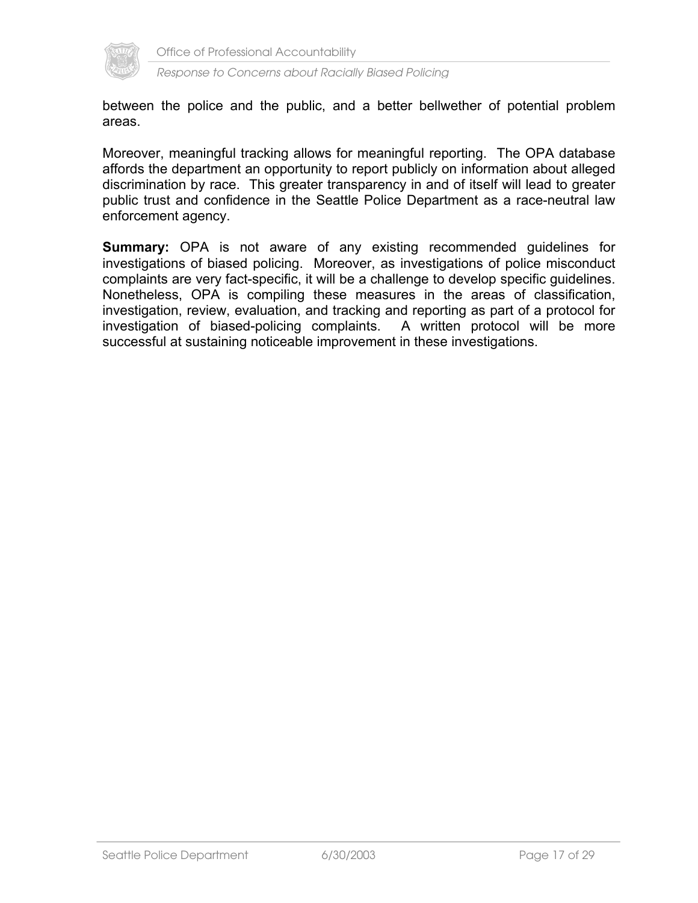between the police and the public, and a better bellwether of potential problem areas.

Moreover, meaningful tracking allows for meaningful reporting. The OPA database affords the department an opportunity to report publicly on information about alleged discrimination by race. This greater transparency in and of itself will lead to greater public trust and confidence in the Seattle Police Department as a race-neutral law enforcement agency.

**Summary:** OPA is not aware of any existing recommended guidelines for investigations of biased policing. Moreover, as investigations of police misconduct complaints are very fact-specific, it will be a challenge to develop specific guidelines. Nonetheless, OPA is compiling these measures in the areas of classification, investigation, review, evaluation, and tracking and reporting as part of a protocol for investigation of biased-policing complaints. A written protocol will be more successful at sustaining noticeable improvement in these investigations.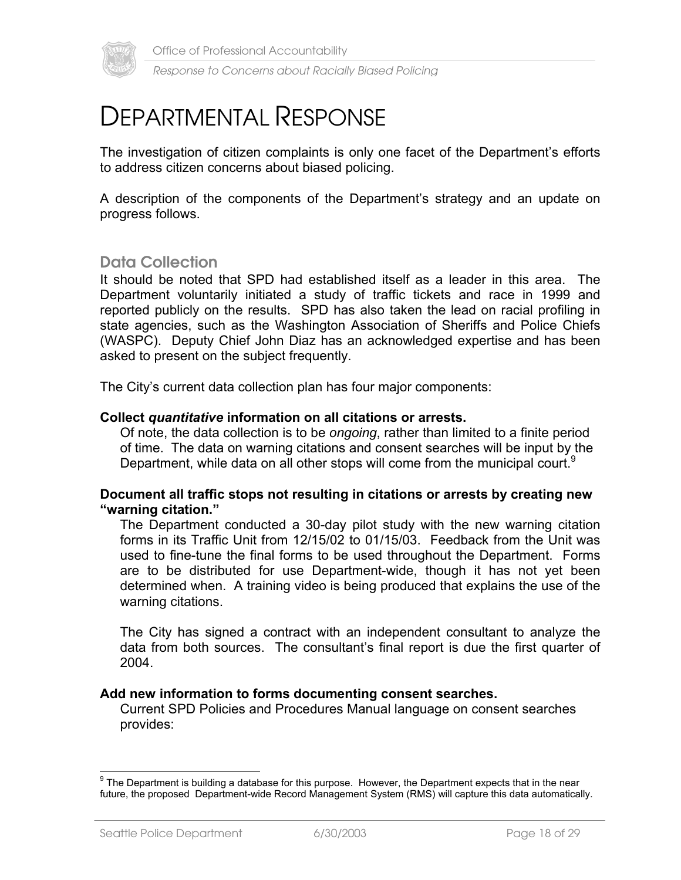# DEPARTMENTAL RESPONSE

The investigation of citizen complaints is only one facet of the Department's efforts to address citizen concerns about biased policing.

A description of the components of the Department's strategy and an update on progress follows.

## Data Collection

It should be noted that SPD had established itself as a leader in this area. The Department voluntarily initiated a study of traffic tickets and race in 1999 and reported publicly on the results. SPD has also taken the lead on racial profiling in state agencies, such as the Washington Association of Sheriffs and Police Chiefs (WASPC). Deputy Chief John Diaz has an acknowledged expertise and has been asked to present on the subject frequently.

The City's current data collection plan has four major components:

**Collect *quantitative* information on all citations or arrests.**

Of note, the data collection is to be *ongoing*, rather than limited to a finite period of time. The data on warning citations and consent searches will be input by the Department, while data on all other stops will come from the municipal court.[9]

**Document all traffic stops not resulting in citations or arrests by creating new "warning citation."**

The Department conducted a 30-day pilot study with the new warning citation forms in its Traffic Unit from 12/15/02 to 01/15/03. Feedback from the Unit was used to fine-tune the final forms to be used throughout the Department. Forms are to be distributed for use Department-wide, though it has not yet been determined when. A training video is being produced that explains the use of the warning citations.

The City has signed a contract with an independent consultant to analyze the data from both sources. The consultant's final report is due the first quarter of 2004.

**Add new information to forms documenting consent searches.**

Current SPD Policies and Procedures Manual language on consent searches provides:

---

[9] The Department is building a database for this purpose. However, the Department expects that in the near future, the proposed Department-wide Record Management System (RMS) will capture this data automatically.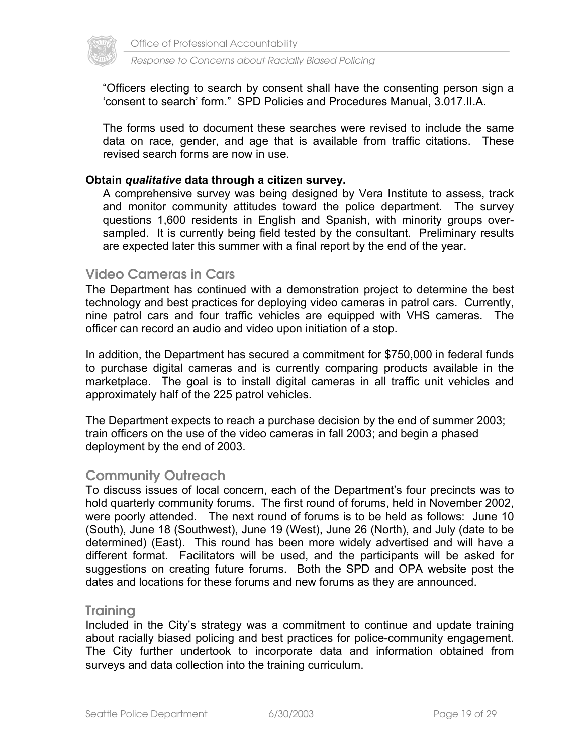"Officers electing to search by consent shall have the consenting person sign a 'consent to search' form." SPD Policies and Procedures Manual, 3.017.II.A.

The forms used to document these searches were revised to include the same data on race, gender, and age that is available from traffic citations. These revised search forms are now in use.

**Obtain *qualitative* data through a citizen survey.**

A comprehensive survey was being designed by Vera Institute to assess, track and monitor community attitudes toward the police department. The survey questions 1,600 residents in English and Spanish, with minority groups over-sampled. It is currently being field tested by the consultant. Preliminary results are expected later this summer with a final report by the end of the year.

## Video Cameras in Cars

The Department has continued with a demonstration project to determine the best technology and best practices for deploying video cameras in patrol cars. Currently, nine patrol cars and four traffic vehicles are equipped with VHS cameras. The officer can record an audio and video upon initiation of a stop.

In addition, the Department has secured a commitment for $750,000 in federal funds to purchase digital cameras and is currently comparing products available in the marketplace. The goal is to install digital cameras in <u>all</u> traffic unit vehicles and approximately half of the 225 patrol vehicles.

The Department expects to reach a purchase decision by the end of summer 2003; train officers on the use of the video cameras in fall 2003; and begin a phased deployment by the end of 2003.

## Community Outreach

To discuss issues of local concern, each of the Department's four precincts was to hold quarterly community forums. The first round of forums, held in November 2002, were poorly attended. The next round of forums is to be held as follows: June 10 (South), June 18 (Southwest), June 19 (West), June 26 (North), and July (date to be determined) (East). This round has been more widely advertised and will have a different format. Facilitators will be used, and the participants will be asked for suggestions on creating future forums. Both the SPD and OPA website post the dates and locations for these forums and new forums as they are announced.

## Training

Included in the City's strategy was a commitment to continue and update training about racially biased policing and best practices for police-community engagement. The City further undertook to incorporate data and information obtained from surveys and data collection into the training curriculum.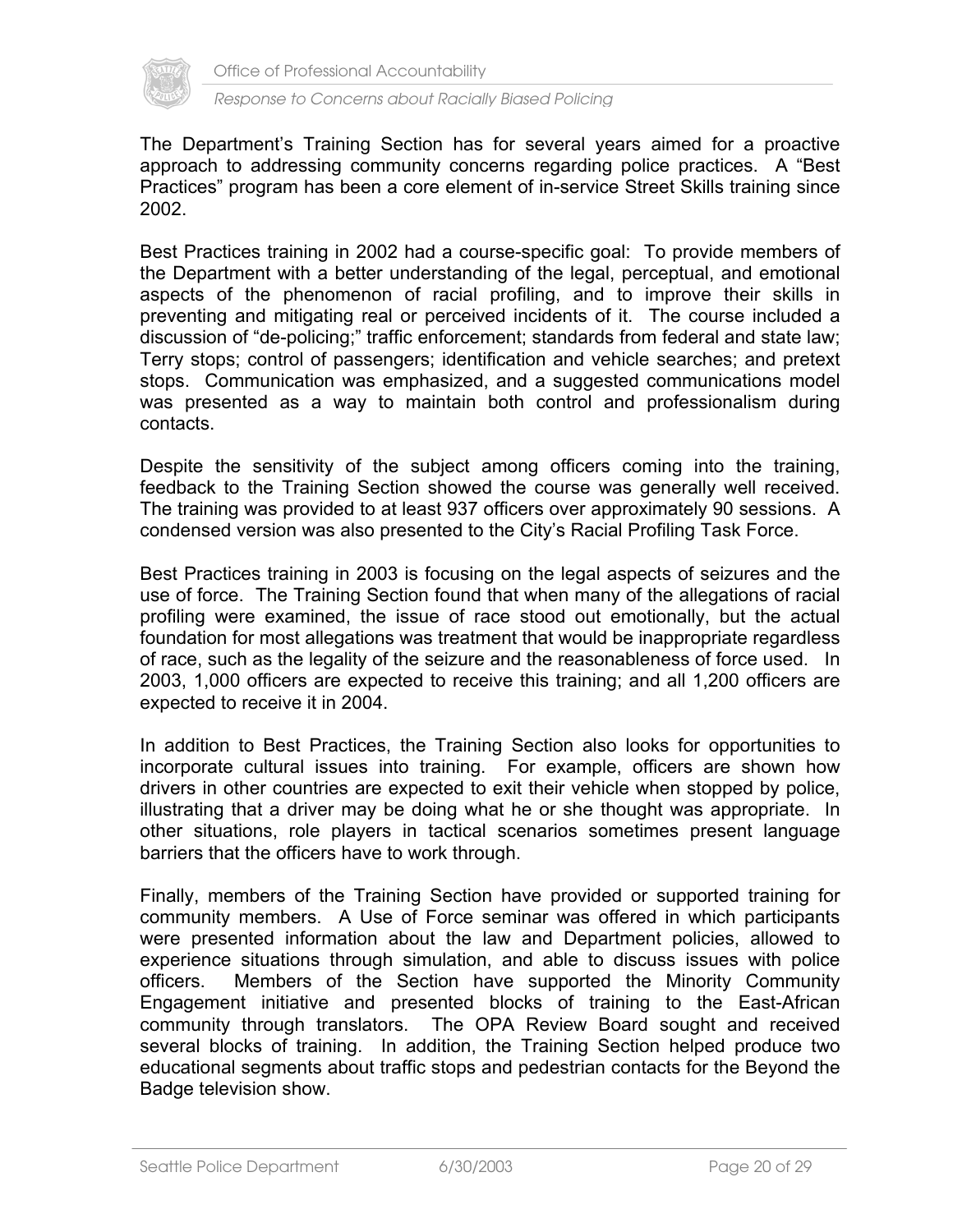The Department's Training Section has for several years aimed for a proactive approach to addressing community concerns regarding police practices. A "Best Practices" program has been a core element of in-service Street Skills training since 2002.

Best Practices training in 2002 had a course-specific goal: To provide members of the Department with a better understanding of the legal, perceptual, and emotional aspects of the phenomenon of racial profiling, and to improve their skills in preventing and mitigating real or perceived incidents of it. The course included a discussion of "de-policing;" traffic enforcement; standards from federal and state law; Terry stops; control of passengers; identification and vehicle searches; and pretext stops. Communication was emphasized, and a suggested communications model was presented as a way to maintain both control and professionalism during contacts.

Despite the sensitivity of the subject among officers coming into the training, feedback to the Training Section showed the course was generally well received. The training was provided to at least 937 officers over approximately 90 sessions. A condensed version was also presented to the City's Racial Profiling Task Force.

Best Practices training in 2003 is focusing on the legal aspects of seizures and the use of force. The Training Section found that when many of the allegations of racial profiling were examined, the issue of race stood out emotionally, but the actual foundation for most allegations was treatment that would be inappropriate regardless of race, such as the legality of the seizure and the reasonableness of force used. In 2003, 1,000 officers are expected to receive this training; and all 1,200 officers are expected to receive it in 2004.

In addition to Best Practices, the Training Section also looks for opportunities to incorporate cultural issues into training. For example, officers are shown how drivers in other countries are expected to exit their vehicle when stopped by police, illustrating that a driver may be doing what he or she thought was appropriate. In other situations, role players in tactical scenarios sometimes present language barriers that the officers have to work through.

Finally, members of the Training Section have provided or supported training for community members. A Use of Force seminar was offered in which participants were presented information about the law and Department policies, allowed to experience situations through simulation, and able to discuss issues with police officers. Members of the Section have supported the Minority Community Engagement initiative and presented blocks of training to the East-African community through translators. The OPA Review Board sought and received several blocks of training. In addition, the Training Section helped produce two educational segments about traffic stops and pedestrian contacts for the Beyond the Badge television show.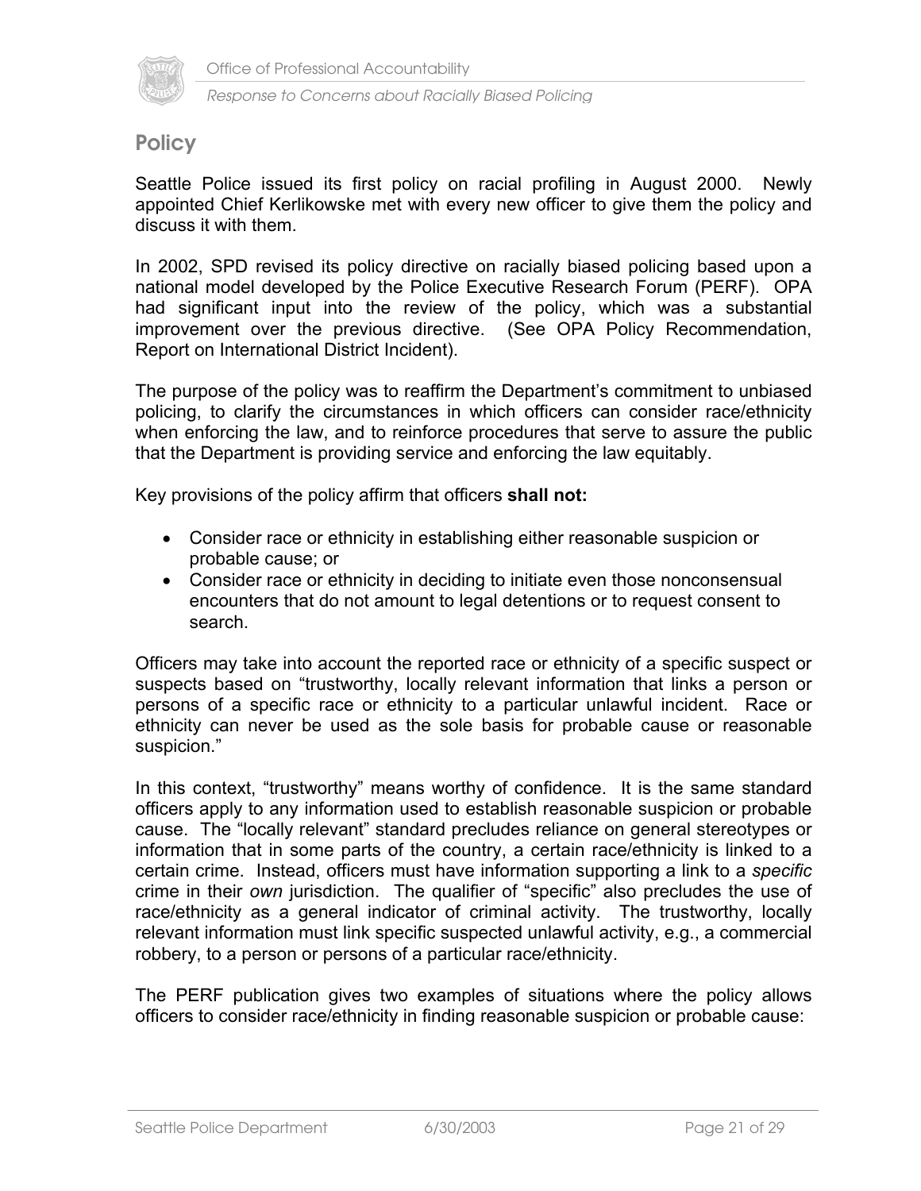## Policy

Seattle Police issued its first policy on racial profiling in August 2000. Newly appointed Chief Kerlikowske met with every new officer to give them the policy and discuss it with them.

In 2002, SPD revised its policy directive on racially biased policing based upon a national model developed by the Police Executive Research Forum (PERF). OPA had significant input into the review of the policy, which was a substantial improvement over the previous directive. (See OPA Policy Recommendation, Report on International District Incident).

The purpose of the policy was to reaffirm the Department's commitment to unbiased policing, to clarify the circumstances in which officers can consider race/ethnicity when enforcing the law, and to reinforce procedures that serve to assure the public that the Department is providing service and enforcing the law equitably.

Key provisions of the policy affirm that officers **shall not:**

- Consider race or ethnicity in establishing either reasonable suspicion or probable cause; or
- Consider race or ethnicity in deciding to initiate even those nonconsensual encounters that do not amount to legal detentions or to request consent to search.

Officers may take into account the reported race or ethnicity of a specific suspect or suspects based on "trustworthy, locally relevant information that links a person or persons of a specific race or ethnicity to a particular unlawful incident. Race or ethnicity can never be used as the sole basis for probable cause or reasonable suspicion."

In this context, "trustworthy" means worthy of confidence. It is the same standard officers apply to any information used to establish reasonable suspicion or probable cause. The "locally relevant" standard precludes reliance on general stereotypes or information that in some parts of the country, a certain race/ethnicity is linked to a certain crime. Instead, officers must have information supporting a link to a *specific* crime in their *own* jurisdiction. The qualifier of "specific" also precludes the use of race/ethnicity as a general indicator of criminal activity. The trustworthy, locally relevant information must link specific suspected unlawful activity, e.g., a commercial robbery, to a person or persons of a particular race/ethnicity.

The PERF publication gives two examples of situations where the policy allows officers to consider race/ethnicity in finding reasonable suspicion or probable cause: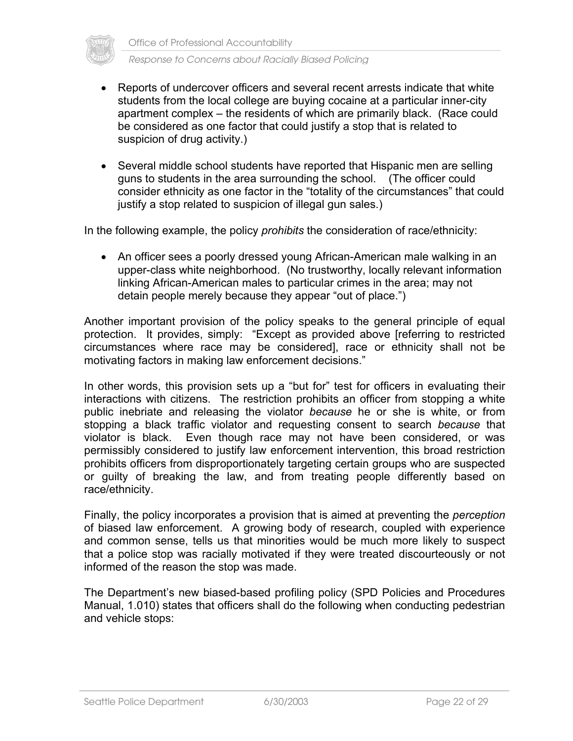- Reports of undercover officers and several recent arrests indicate that white students from the local college are buying cocaine at a particular inner-city apartment complex – the residents of which are primarily black. (Race could be considered as one factor that could justify a stop that is related to suspicion of drug activity.)

- Several middle school students have reported that Hispanic men are selling guns to students in the area surrounding the school. (The officer could consider ethnicity as one factor in the "totality of the circumstances" that could justify a stop related to suspicion of illegal gun sales.)

In the following example, the policy *prohibits* the consideration of race/ethnicity:

- An officer sees a poorly dressed young African-American male walking in an upper-class white neighborhood. (No trustworthy, locally relevant information linking African-American males to particular crimes in the area; may not detain people merely because they appear "out of place.")

Another important provision of the policy speaks to the general principle of equal protection. It provides, simply: "Except as provided above [referring to restricted circumstances where race may be considered], race or ethnicity shall not be motivating factors in making law enforcement decisions."

In other words, this provision sets up a "but for" test for officers in evaluating their interactions with citizens. The restriction prohibits an officer from stopping a white public inebriate and releasing the violator *because* he or she is white, or from stopping a black traffic violator and requesting consent to search *because* that violator is black. Even though race may not have been considered, or was permissibly considered to justify law enforcement intervention, this broad restriction prohibits officers from disproportionately targeting certain groups who are suspected or guilty of breaking the law, and from treating people differently based on race/ethnicity.

Finally, the policy incorporates a provision that is aimed at preventing the *perception* of biased law enforcement. A growing body of research, coupled with experience and common sense, tells us that minorities would be much more likely to suspect that a police stop was racially motivated if they were treated discourteously or not informed of the reason the stop was made.

The Department's new biased-based profiling policy (SPD Policies and Procedures Manual, 1.010) states that officers shall do the following when conducting pedestrian and vehicle stops: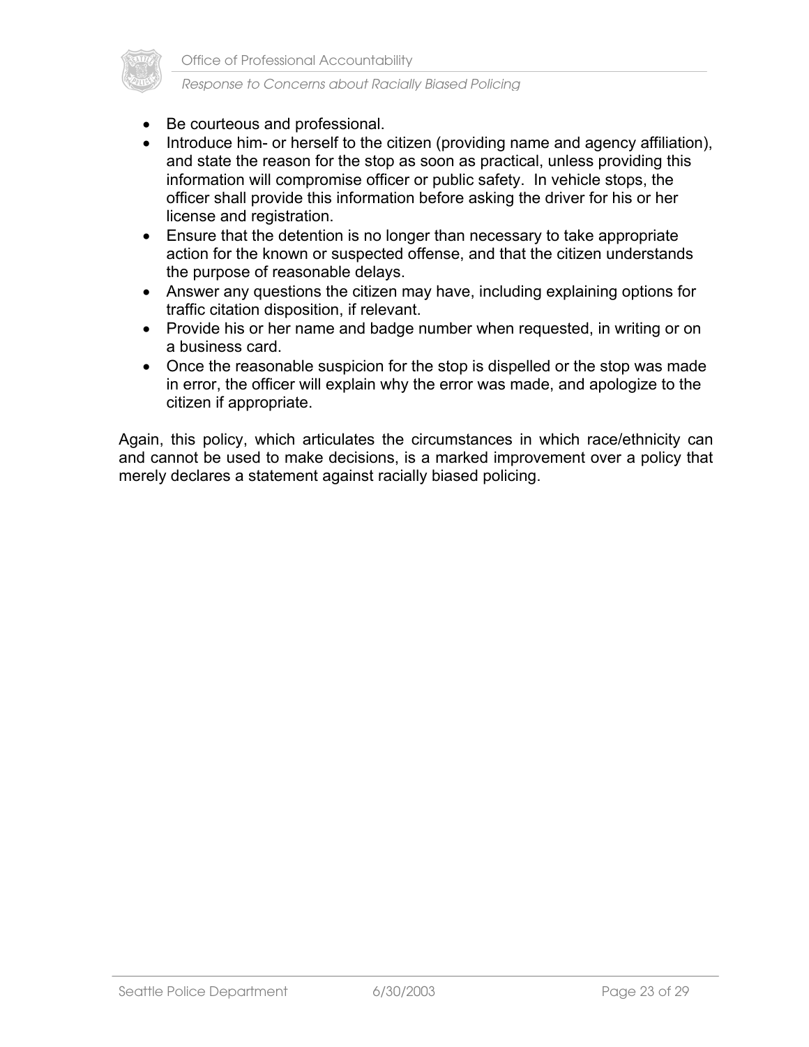- Be courteous and professional.
- Introduce him- or herself to the citizen (providing name and agency affiliation), and state the reason for the stop as soon as practical, unless providing this information will compromise officer or public safety. In vehicle stops, the officer shall provide this information before asking the driver for his or her license and registration.
- Ensure that the detention is no longer than necessary to take appropriate action for the known or suspected offense, and that the citizen understands the purpose of reasonable delays.
- Answer any questions the citizen may have, including explaining options for traffic citation disposition, if relevant.
- Provide his or her name and badge number when requested, in writing or on a business card.
- Once the reasonable suspicion for the stop is dispelled or the stop was made in error, the officer will explain why the error was made, and apologize to the citizen if appropriate.

Again, this policy, which articulates the circumstances in which race/ethnicity can and cannot be used to make decisions, is a marked improvement over a policy that merely declares a statement against racially biased policing.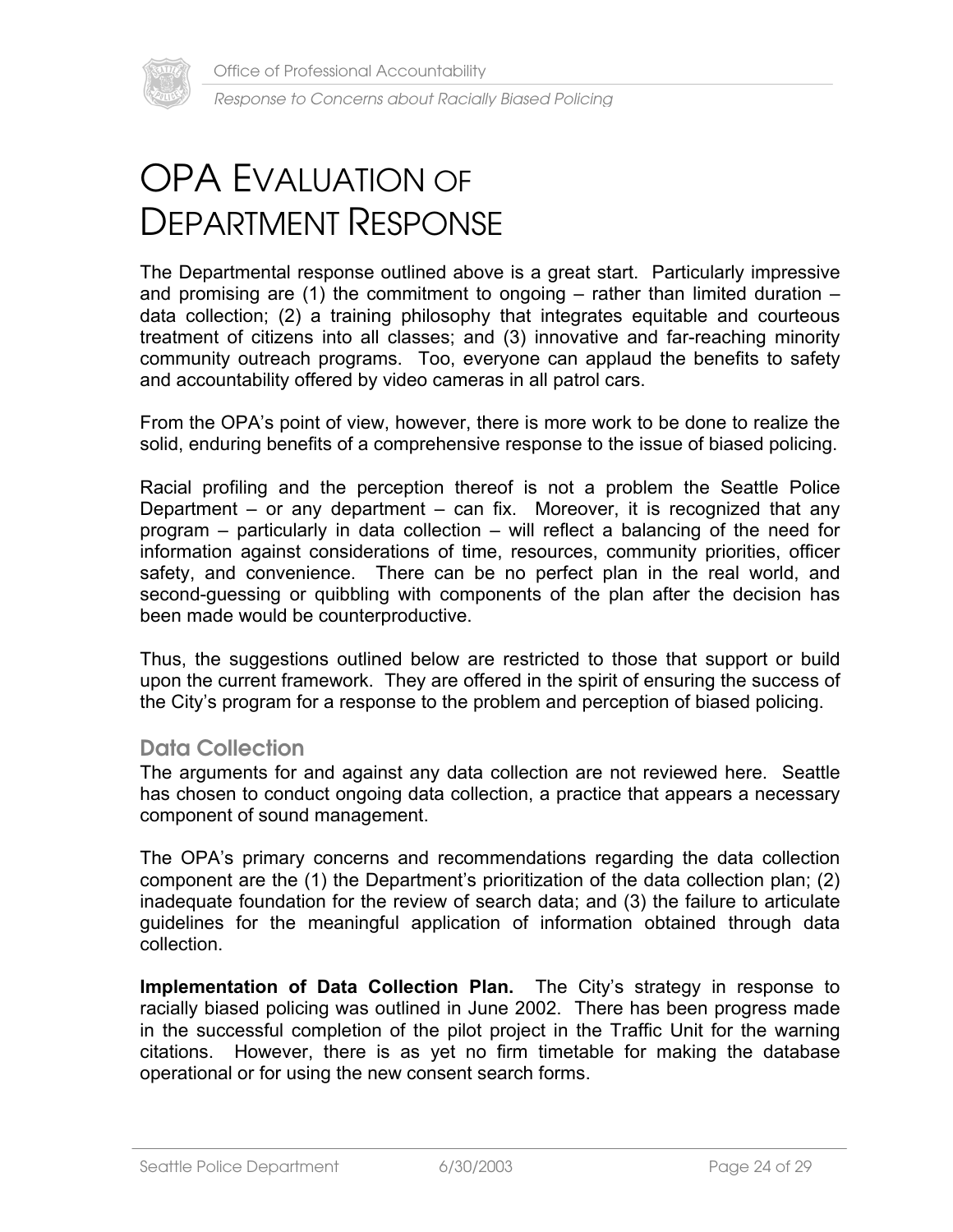# OPA EVALUATION OF DEPARTMENT RESPONSE

The Departmental response outlined above is a great start. Particularly impressive and promising are (1) the commitment to ongoing – rather than limited duration – data collection; (2) a training philosophy that integrates equitable and courteous treatment of citizens into all classes; and (3) innovative and far-reaching minority community outreach programs. Too, everyone can applaud the benefits to safety and accountability offered by video cameras in all patrol cars.

From the OPA's point of view, however, there is more work to be done to realize the solid, enduring benefits of a comprehensive response to the issue of biased policing.

Racial profiling and the perception thereof is not a problem the Seattle Police Department – or any department – can fix. Moreover, it is recognized that any program – particularly in data collection – will reflect a balancing of the need for information against considerations of time, resources, community priorities, officer safety, and convenience. There can be no perfect plan in the real world, and second-guessing or quibbling with components of the plan after the decision has been made would be counterproductive.

Thus, the suggestions outlined below are restricted to those that support or build upon the current framework. They are offered in the spirit of ensuring the success of the City's program for a response to the problem and perception of biased policing.

## Data Collection

The arguments for and against any data collection are not reviewed here. Seattle has chosen to conduct ongoing data collection, a practice that appears a necessary component of sound management.

The OPA's primary concerns and recommendations regarding the data collection component are the (1) the Department's prioritization of the data collection plan; (2) inadequate foundation for the review of search data; and (3) the failure to articulate guidelines for the meaningful application of information obtained through data collection.

**Implementation of Data Collection Plan.** The City's strategy in response to racially biased policing was outlined in June 2002. There has been progress made in the successful completion of the pilot project in the Traffic Unit for the warning citations. However, there is as yet no firm timetable for making the database operational or for using the new consent search forms.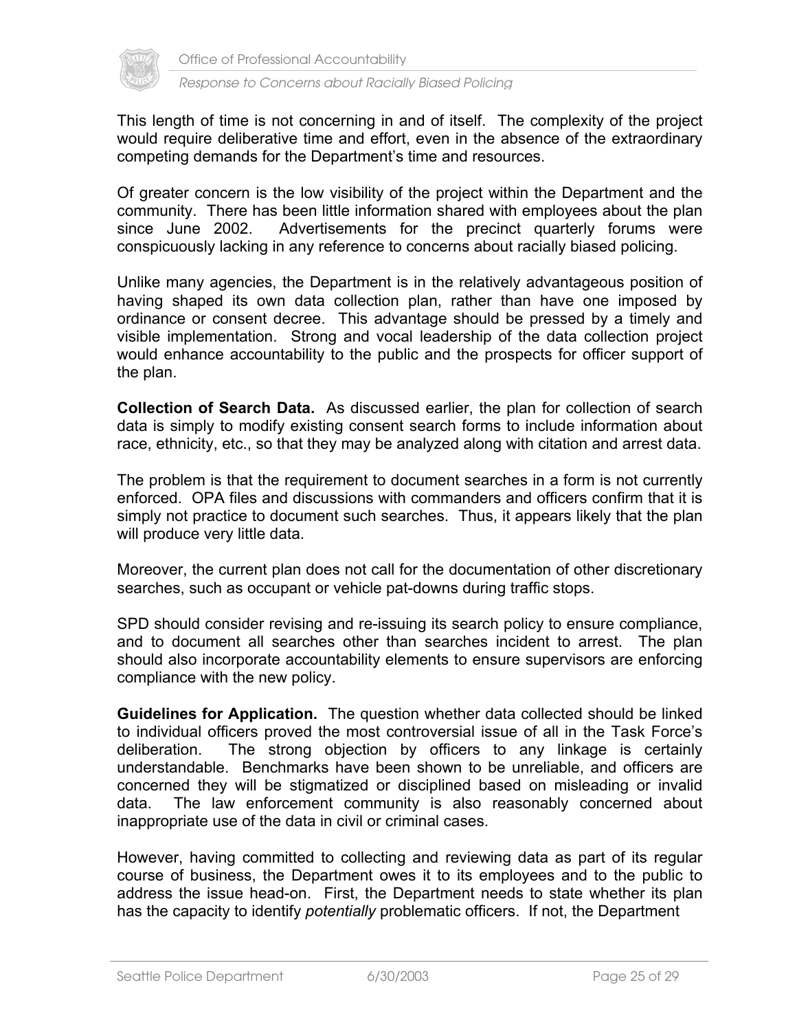This length of time is not concerning in and of itself. The complexity of the project would require deliberative time and effort, even in the absence of the extraordinary competing demands for the Department's time and resources.

Of greater concern is the low visibility of the project within the Department and the community. There has been little information shared with employees about the plan since June 2002. Advertisements for the precinct quarterly forums were conspicuously lacking in any reference to concerns about racially biased policing.

Unlike many agencies, the Department is in the relatively advantageous position of having shaped its own data collection plan, rather than have one imposed by ordinance or consent decree. This advantage should be pressed by a timely and visible implementation. Strong and vocal leadership of the data collection project would enhance accountability to the public and the prospects for officer support of the plan.

**Collection of Search Data.** As discussed earlier, the plan for collection of search data is simply to modify existing consent search forms to include information about race, ethnicity, etc., so that they may be analyzed along with citation and arrest data.

The problem is that the requirement to document searches in a form is not currently enforced. OPA files and discussions with commanders and officers confirm that it is simply not practice to document such searches. Thus, it appears likely that the plan will produce very little data.

Moreover, the current plan does not call for the documentation of other discretionary searches, such as occupant or vehicle pat-downs during traffic stops.

SPD should consider revising and re-issuing its search policy to ensure compliance, and to document all searches other than searches incident to arrest. The plan should also incorporate accountability elements to ensure supervisors are enforcing compliance with the new policy.

**Guidelines for Application.** The question whether data collected should be linked to individual officers proved the most controversial issue of all in the Task Force's deliberation. The strong objection by officers to any linkage is certainly understandable. Benchmarks have been shown to be unreliable, and officers are concerned they will be stigmatized or disciplined based on misleading or invalid data. The law enforcement community is also reasonably concerned about inappropriate use of the data in civil or criminal cases.

However, having committed to collecting and reviewing data as part of its regular course of business, the Department owes it to its employees and to the public to address the issue head-on. First, the Department needs to state whether its plan has the capacity to identify *potentially* problematic officers. If not, the Department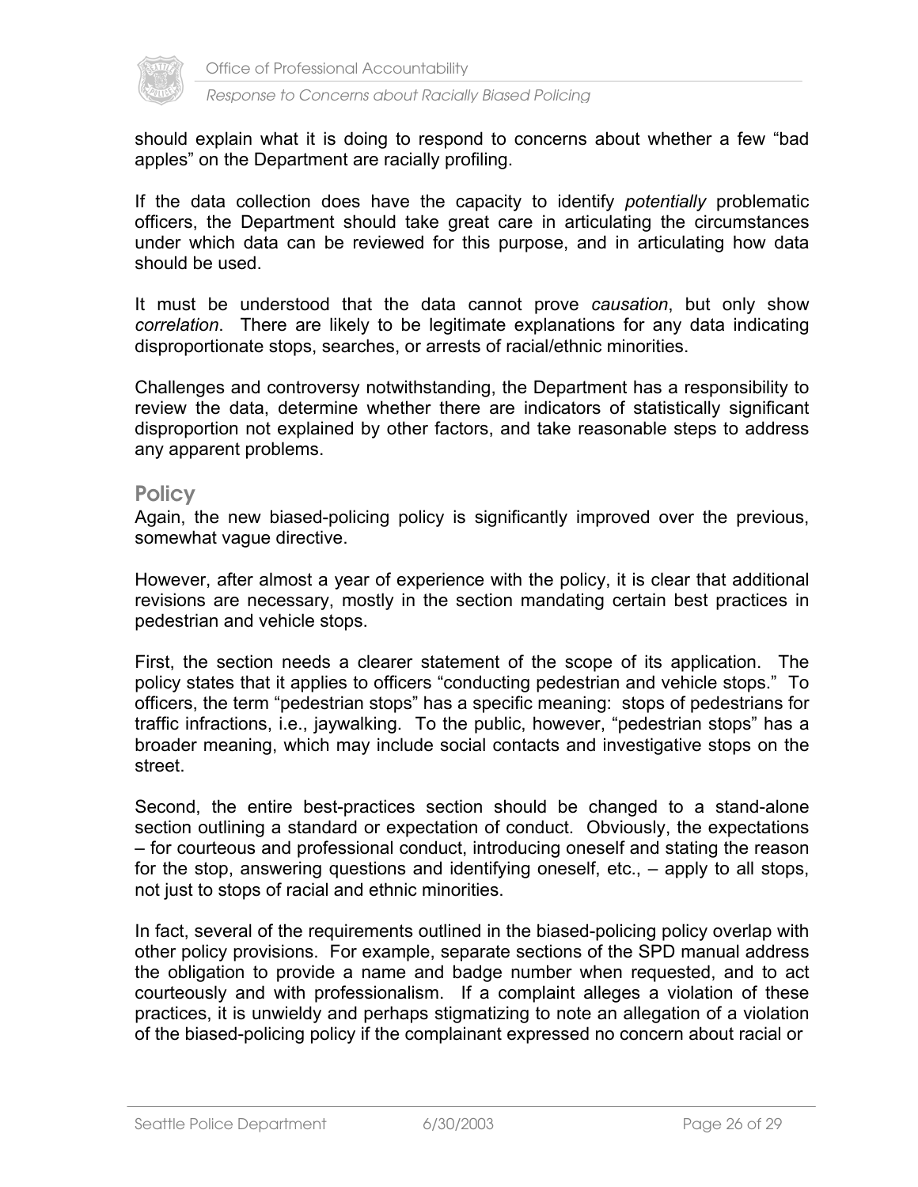should explain what it is doing to respond to concerns about whether a few "bad apples" on the Department are racially profiling.

If the data collection does have the capacity to identify *potentially* problematic officers, the Department should take great care in articulating the circumstances under which data can be reviewed for this purpose, and in articulating how data should be used.

It must be understood that the data cannot prove *causation*, but only show *correlation*. There are likely to be legitimate explanations for any data indicating disproportionate stops, searches, or arrests of racial/ethnic minorities.

Challenges and controversy notwithstanding, the Department has a responsibility to review the data, determine whether there are indicators of statistically significant disproportion not explained by other factors, and take reasonable steps to address any apparent problems.

## Policy

Again, the new biased-policing policy is significantly improved over the previous, somewhat vague directive.

However, after almost a year of experience with the policy, it is clear that additional revisions are necessary, mostly in the section mandating certain best practices in pedestrian and vehicle stops.

First, the section needs a clearer statement of the scope of its application. The policy states that it applies to officers "conducting pedestrian and vehicle stops." To officers, the term "pedestrian stops" has a specific meaning: stops of pedestrians for traffic infractions, i.e., jaywalking. To the public, however, "pedestrian stops" has a broader meaning, which may include social contacts and investigative stops on the street.

Second, the entire best-practices section should be changed to a stand-alone section outlining a standard or expectation of conduct. Obviously, the expectations – for courteous and professional conduct, introducing oneself and stating the reason for the stop, answering questions and identifying oneself, etc., – apply to all stops, not just to stops of racial and ethnic minorities.

In fact, several of the requirements outlined in the biased-policing policy overlap with other policy provisions. For example, separate sections of the SPD manual address the obligation to provide a name and badge number when requested, and to act courteously and with professionalism. If a complaint alleges a violation of these practices, it is unwieldy and perhaps stigmatizing to note an allegation of a violation of the biased-policing policy if the complainant expressed no concern about racial or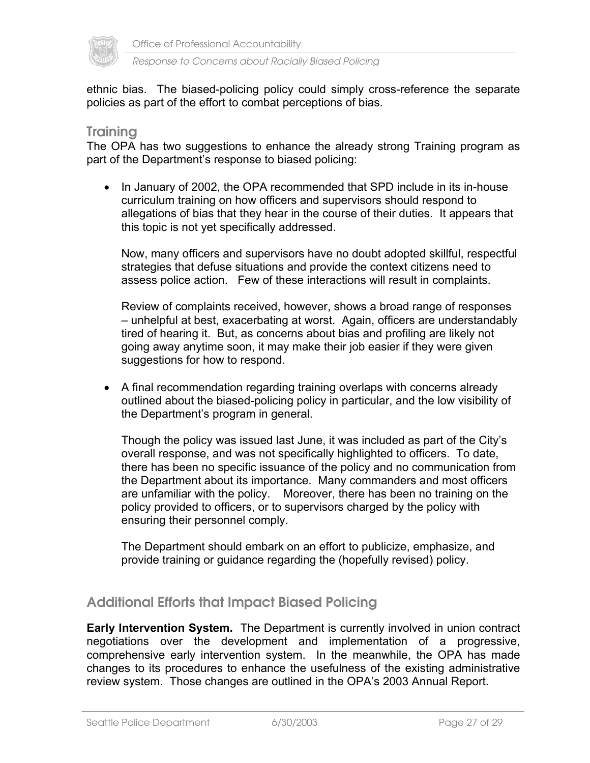ethnic bias. The biased-policing policy could simply cross-reference the separate policies as part of the effort to combat perceptions of bias.

## Training

The OPA has two suggestions to enhance the already strong Training program as part of the Department's response to biased policing:

- In January of 2002, the OPA recommended that SPD include in its in-house curriculum training on how officers and supervisors should respond to allegations of bias that they hear in the course of their duties. It appears that this topic is not yet specifically addressed.

  Now, many officers and supervisors have no doubt adopted skillful, respectful strategies that defuse situations and provide the context citizens need to assess police action. Few of these interactions will result in complaints.

  Review of complaints received, however, shows a broad range of responses – unhelpful at best, exacerbating at worst. Again, officers are understandably tired of hearing it. But, as concerns about bias and profiling are likely not going away anytime soon, it may make their job easier if they were given suggestions for how to respond.

- A final recommendation regarding training overlaps with concerns already outlined about the biased-policing policy in particular, and the low visibility of the Department's program in general.

  Though the policy was issued last June, it was included as part of the City's overall response, and was not specifically highlighted to officers. To date, there has been no specific issuance of the policy and no communication from the Department about its importance. Many commanders and most officers are unfamiliar with the policy. Moreover, there has been no training on the policy provided to officers, or to supervisors charged by the policy with ensuring their personnel comply.

  The Department should embark on an effort to publicize, emphasize, and provide training or guidance regarding the (hopefully revised) policy.

## Additional Efforts that Impact Biased Policing

**Early Intervention System.** The Department is currently involved in union contract negotiations over the development and implementation of a progressive, comprehensive early intervention system. In the meanwhile, the OPA has made changes to its procedures to enhance the usefulness of the existing administrative review system. Those changes are outlined in the OPA's 2003 Annual Report.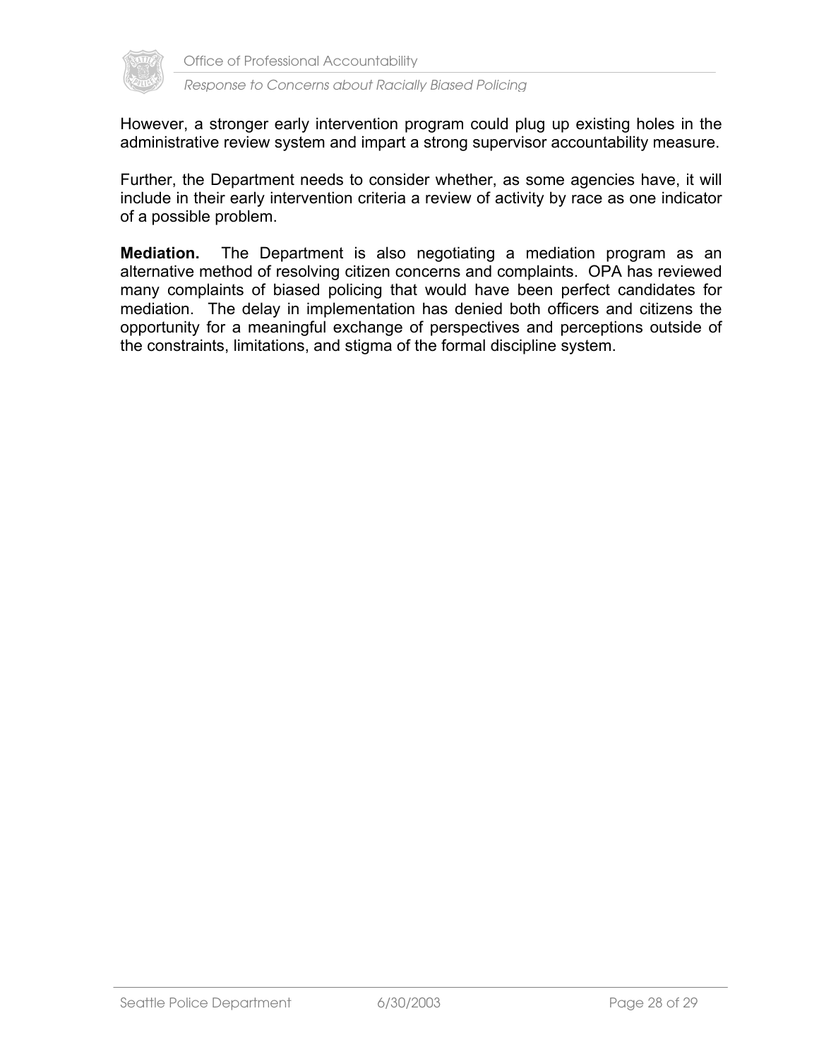However, a stronger early intervention program could plug up existing holes in the administrative review system and impart a strong supervisor accountability measure.

Further, the Department needs to consider whether, as some agencies have, it will include in their early intervention criteria a review of activity by race as one indicator of a possible problem.

**Mediation.** The Department is also negotiating a mediation program as an alternative method of resolving citizen concerns and complaints. OPA has reviewed many complaints of biased policing that would have been perfect candidates for mediation. The delay in implementation has denied both officers and citizens the opportunity for a meaningful exchange of perspectives and perceptions outside of the constraints, limitations, and stigma of the formal discipline system.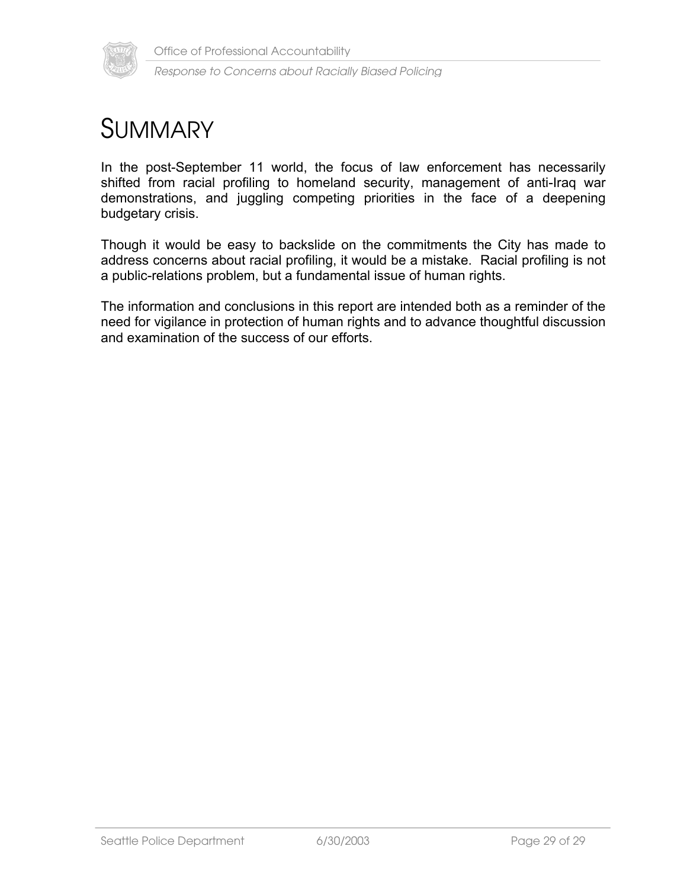# SUMMARY

In the post-September 11 world, the focus of law enforcement has necessarily shifted from racial profiling to homeland security, management of anti-Iraq war demonstrations, and juggling competing priorities in the face of a deepening budgetary crisis.

Though it would be easy to backslide on the commitments the City has made to address concerns about racial profiling, it would be a mistake. Racial profiling is not a public-relations problem, but a fundamental issue of human rights.

The information and conclusions in this report are intended both as a reminder of the need for vigilance in protection of human rights and to advance thoughtful discussion and examination of the success of our efforts.